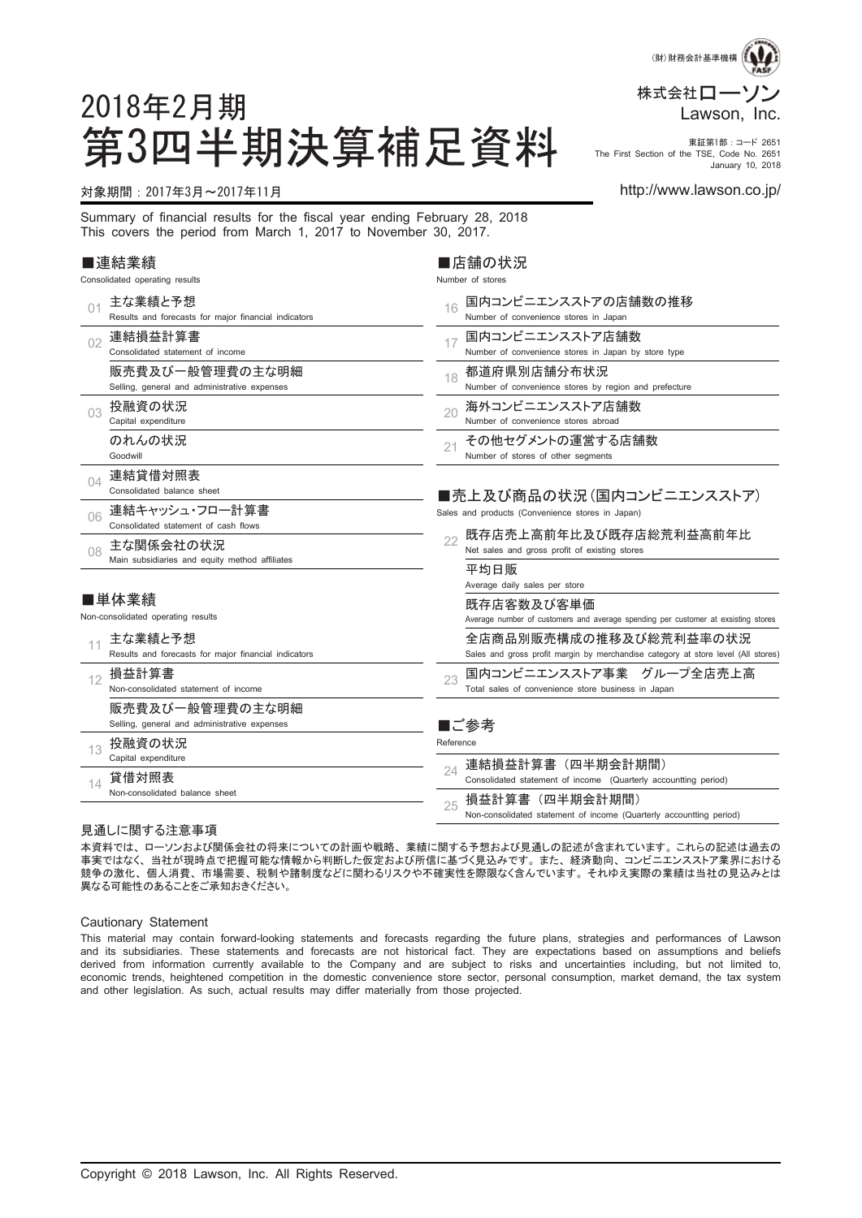(財)財務会計基準機構 FASF

株式会社ローソン
Lawson, Inc.

東証第1部：コード 2651
The First Section of the TSE, Code No. 2651
January 10, 2018

http://www.lawson.co.jp/

# 2018年2月期
# 第3四半期決算補足資料

対象期間：2017年3月〜2017年11月

Summary of financial results for the fiscal year ending February 28, 2018
This covers the period from March 1, 2017 to November 30, 2017.

## ■連結業績
Consolidated operating results

| | |
|---|---|
| 01 | 主な業績と予想<br>Results and forecasts for major financial indicators |
| 02 | 連結損益計算書<br>Consolidated statement of income |
| | 販売費及び一般管理費の主な明細<br>Selling, general and administrative expenses |
| 03 | 投融資の状況<br>Capital expenditure |
| | のれんの状況<br>Goodwill |
| 04 | 連結貸借対照表<br>Consolidated balance sheet |
| 06 | 連結キャッシュ・フロー計算書<br>Consolidated statement of cash flows |
| 08 | 主な関係会社の状況<br>Main subsidiaries and equity method affiliates |

## ■単体業績
Non-consolidated operating results

| | |
|---|---|
| 11 | 主な業績と予想<br>Results and forecasts for major financial indicators |
| 12 | 損益計算書<br>Non-consolidated statement of income |
| | 販売費及び一般管理費の主な明細<br>Selling, general and administrative expenses |
| 13 | 投融資の状況<br>Capital expenditure |
| 14 | 貸借対照表<br>Non-consolidated balance sheet |

## ■店舗の状況
Number of stores

| | |
|---|---|
| 16 | 国内コンビニエンスストアの店舗数の推移<br>Number of convenience stores in Japan |
| 17 | 国内コンビニエンスストア店舗数<br>Number of convenience stores in Japan by store type |
| 18 | 都道府県別店舗分布状況<br>Number of convenience stores by region and prefecture |
| 20 | 海外コンビニエンスストア店舗数<br>Number of convenience stores abroad |
| 21 | その他セグメントの運営する店舗数<br>Number of stores of other segments |

## ■売上及び商品の状況（国内コンビニエンスストア）
Sales and products (Convenience stores in Japan)

| | |
|---|---|
| 22 | 既存店売上高前年比及び既存店総荒利益高前年比<br>Net sales and gross profit of existing stores |
| | 平均日販<br>Average daily sales per store |
| | 既存店客数及び客単価<br>Average number of customers and average spending per customer at exsisting stores |
| | 全店商品別販売構成の推移及び総荒利益率の状況<br>Sales and gross profit margin by merchandise category at store level (All stores) |
| 23 | 国内コンビニエンスストア事業　グループ全店売上高<br>Total sales of convenience store business in Japan |

## ■ご参考
Reference

| | |
|---|---|
| 24 | 連結損益計算書（四半期会計期間）<br>Consolidated statement of income (Quarterly accountting period) |
| 25 | 損益計算書（四半期会計期間）<br>Non-consolidated statement of income (Quarterly accountting period) |

### 見通しに関する注意事項

本資料では、ローソンおよび関係会社の将来についての計画や戦略、業績に関する予想および見通しの記述が含まれています。これらの記述は過去の事実ではなく、当社が現時点で把握可能な情報から判断した仮定および所信に基づく見込みです。また、経済動向、コンビニエンスストア業界における競争の激化、個人消費、市場需要、税制や諸制度などに関わるリスクや不確実性を際限なく含んでいます。それゆえ実際の業績は当社の見込みとは異なる可能性のあることをご承知おきください。

### Cautionary Statement

This material may contain forward-looking statements and forecasts regarding the future plans, strategies and performances of Lawson and its subsidiaries. These statements and forecasts are not historical fact. They are expectations based on assumptions and beliefs derived from information currently available to the Company and are subject to risks and uncertainties including, but not limited to, economic trends, heightened competition in the domestic convenience store sector, personal consumption, market demand, the tax system and other legislation. As such, actual results may differ materially from those projected.

Copyright © 2018 Lawson, Inc. All Rights Reserved.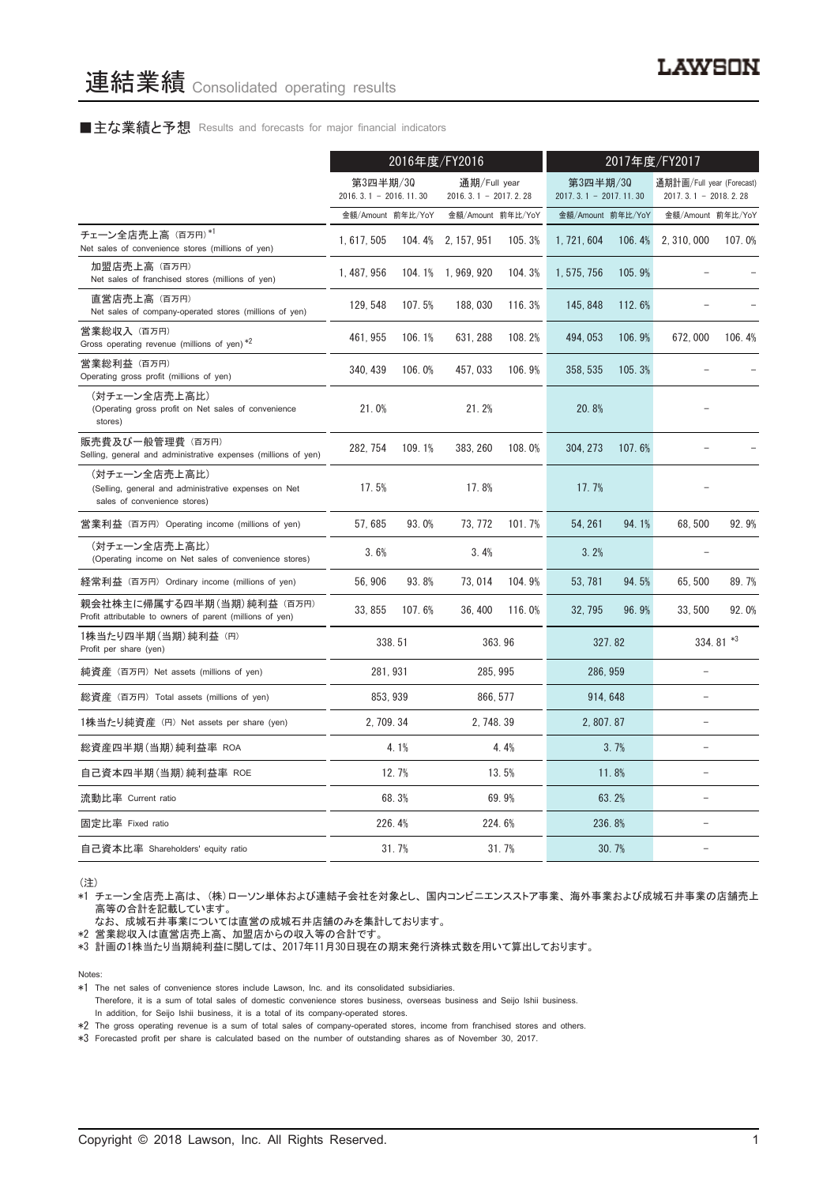# 連結業績 Consolidated operating results

■主な業績と予想 Results and forecasts for major financial indicators

| | 2016年度/FY2016 | | | | 2017年度/FY2017 | | | |
|---|---|---|---|---|---|---|---|---|
| | 第3四半期/3Q 2016. 3. 1 – 2016. 11. 30 | | 通期/Full year 2016. 3. 1 – 2017. 2. 28 | | 第3四半期/3Q 2017. 3. 1 – 2017. 11. 30 | | 通期計画/Full year (Forecast) 2017. 3. 1 – 2018. 2. 28 | |
| | 金額/Amount | 前年比/YoY | 金額/Amount | 前年比/YoY | 金額/Amount | 前年比/YoY | 金額/Amount | 前年比/YoY |
| チェーン全店売上高 (百万円)*1 Net sales of convenience stores (millions of yen) | 1, 617, 505 | 104. 4% | 2, 157, 951 | 105. 3% | 1, 721, 604 | 106. 4% | 2, 310, 000 | 107. 0% |
| 加盟店売上高 (百万円) Net sales of franchised stores (millions of yen) | 1, 487, 956 | 104. 1% | 1, 969, 920 | 104. 3% | 1, 575, 756 | 105. 9% | – | – |
| 直営店売上高 (百万円) Net sales of company-operated stores (millions of yen) | 129, 548 | 107. 5% | 188, 030 | 116. 3% | 145, 848 | 112. 6% | – | – |
| 営業総収入 (百万円) Gross operating revenue (millions of yen) *2 | 461, 955 | 106. 1% | 631, 288 | 108. 2% | 494, 053 | 106. 9% | 672, 000 | 106. 4% |
| 営業総利益 (百万円) Operating gross profit (millions of yen) | 340, 439 | 106. 0% | 457, 033 | 106. 9% | 358, 535 | 105. 3% | – | – |
| (対チェーン全店売上高比) (Operating gross profit on Net sales of convenience stores) | 21. 0% | | 21. 2% | | 20. 8% | | – | |
| 販売費及び一般管理費 (百万円) Selling, general and administrative expenses (millions of yen) | 282, 754 | 109. 1% | 383, 260 | 108. 0% | 304, 273 | 107. 6% | – | – |
| (対チェーン全店売上高比) (Selling, general and administrative expenses on Net sales of convenience stores) | 17. 5% | | 17. 8% | | 17. 7% | | – | |
| 営業利益 (百万円) Operating income (millions of yen) | 57, 685 | 93. 0% | 73, 772 | 101. 7% | 54, 261 | 94. 1% | 68, 500 | 92. 9% |
| (対チェーン全店売上高比) (Operating income on Net sales of convenience stores) | 3. 6% | | 3. 4% | | 3. 2% | | – | |
| 経常利益 (百万円) Ordinary income (millions of yen) | 56, 906 | 93. 8% | 73, 014 | 104. 9% | 53, 781 | 94. 5% | 65, 500 | 89. 7% |
| 親会社株主に帰属する四半期(当期)純利益 (百万円) Profit attributable to owners of parent (millions of yen) | 33, 855 | 107. 6% | 36, 400 | 116. 0% | 32, 795 | 96. 9% | 33, 500 | 92. 0% |
| 1株当たり四半期(当期)純利益 (円) Profit per share (yen) | 338. 51 | | 363. 96 | | 327. 82 | | 334. 81 *3 | |
| 純資産 (百万円) Net assets (millions of yen) | 281, 931 | | 285, 995 | | 286, 959 | | – | |
| 総資産 (百万円) Total assets (millions of yen) | 853, 939 | | 866, 577 | | 914, 648 | | – | |
| 1株当たり純資産 (円) Net assets per share (yen) | 2, 709. 34 | | 2, 748. 39 | | 2, 807. 87 | | – | |
| 総資産四半期(当期)純利益率 ROA | 4. 1% | | 4. 4% | | 3. 7% | | – | |
| 自己資本四半期(当期)純利益率 ROE | 12. 7% | | 13. 5% | | 11. 8% | | – | |
| 流動比率 Current ratio | 68. 3% | | 69. 9% | | 63. 2% | | – | |
| 固定比率 Fixed ratio | 226. 4% | | 224. 6% | | 236. 8% | | – | |
| 自己資本比率 Shareholders' equity ratio | 31. 7% | | 31. 7% | | 30. 7% | | – | |

(注)

*1 チェーン全店売上高は、(株)ローソン単体および連結子会社を対象とし、国内コンビニエンスストア事業、海外事業および成城石井事業の店舗売上高等の合計を記載しています。
なお、成城石井事業については直営の成城石井店舗のみを集計しております。

*2 営業総収入は直営店売上高、加盟店からの収入等の合計です。

*3 計画の1株当たり当期純利益に関しては、2017年11月30日現在の期末発行済株式数を用いて算出しております。

Notes:

*1 The net sales of convenience stores include Lawson, Inc. and its consolidated subsidiaries.
Therefore, it is a sum of total sales of domestic convenience stores business, overseas business and Seijo Ishii business.
In addition, for Seijo Ishii business, it is a total of its company-operated stores.

*2 The gross operating revenue is a sum of total sales of company-operated stores, income from franchised stores and others.

*3 Forecasted profit per share is calculated based on the number of outstanding shares as of November 30, 2017.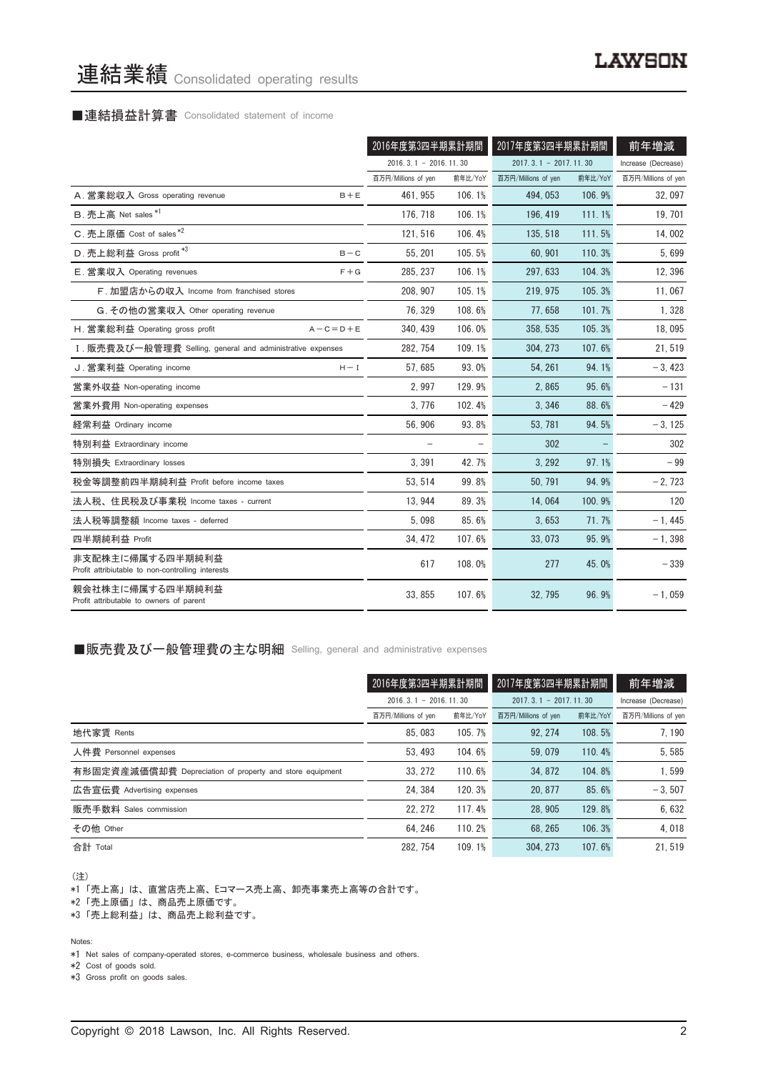# 連結業績 Consolidated operating results

### ■連結損益計算書 Consolidated statement of income

| | | 2016年度第3四半期累計期間 | | 2017年度第3四半期累計期間 | | 前年増減 |
|---|---|---|---|---|---|---|
| | | 2016. 3. 1 – 2016. 11. 30 | | 2017. 3. 1 – 2017. 11. 30 | | Increase (Decrease) |
| | | 百万円/Millions of yen | 前年比/YoY | 百万円/Millions of yen | 前年比/YoY | 百万円/Millions of yen |
| A. 営業総収入 Gross operating revenue | B＋E | 461, 955 | 106. 1% | 494, 053 | 106. 9% | 32, 097 |
| B. 売上高 Net sales *1 | | 176, 718 | 106. 1% | 196, 419 | 111. 1% | 19, 701 |
| C. 売上原価 Cost of sales *2 | | 121, 516 | 106. 4% | 135, 518 | 111. 5% | 14, 002 |
| D. 売上総利益 Gross profit *3 | B－C | 55, 201 | 105. 5% | 60, 901 | 110. 3% | 5, 699 |
| E. 営業収入 Operating revenues | F＋G | 285, 237 | 106. 1% | 297, 633 | 104. 3% | 12, 396 |
| F. 加盟店からの収入 Income from franchised stores | | 208, 907 | 105. 1% | 219, 975 | 105. 3% | 11, 067 |
| G. その他の営業収入 Other operating revenue | | 76, 329 | 108. 6% | 77, 658 | 101. 7% | 1, 328 |
| H. 営業総利益 Operating gross profit | A－C＝D＋E | 340, 439 | 106. 0% | 358, 535 | 105. 3% | 18, 095 |
| I. 販売費及び一般管理費 Selling, general and administrative expenses | | 282, 754 | 109. 1% | 304, 273 | 107. 6% | 21, 519 |
| J. 営業利益 Operating income | H－I | 57, 685 | 93. 0% | 54, 261 | 94. 1% | －3, 423 |
| 営業外収益 Non-operating income | | 2, 997 | 129. 9% | 2, 865 | 95. 6% | －131 |
| 営業外費用 Non-operating expenses | | 3, 776 | 102. 4% | 3, 346 | 88. 6% | －429 |
| 経常利益 Ordinary income | | 56, 906 | 93. 8% | 53, 781 | 94. 5% | －3, 125 |
| 特別利益 Extraordinary income | | － | － | 302 | － | 302 |
| 特別損失 Extraordinary losses | | 3, 391 | 42. 7% | 3, 292 | 97. 1% | －99 |
| 税金等調整前四半期純利益 Profit before income taxes | | 53, 514 | 99. 8% | 50, 791 | 94. 9% | －2, 723 |
| 法人税、住民税及び事業税 Income taxes - current | | 13, 944 | 89. 3% | 14, 064 | 100. 9% | 120 |
| 法人税等調整額 Income taxes - deferred | | 5, 098 | 85. 6% | 3, 653 | 71. 7% | －1, 445 |
| 四半期純利益 Profit | | 34, 472 | 107. 6% | 33, 073 | 95. 9% | －1, 398 |
| 非支配株主に帰属する四半期純利益 Profit attributable to non-controlling interests | | 617 | 108. 0% | 277 | 45. 0% | －339 |
| 親会社株主に帰属する四半期純利益 Profit attributable to owners of parent | | 33, 855 | 107. 6% | 32, 795 | 96. 9% | －1, 059 |

### ■販売費及び一般管理費の主な明細 Selling, general and administrative expenses

| | 2016年度第3四半期累計期間 | | 2017年度第3四半期累計期間 | | 前年増減 |
|---|---|---|---|---|---|
| | 2016. 3. 1 – 2016. 11. 30 | | 2017. 3. 1 – 2017. 11. 30 | | Increase (Decrease) |
| | 百万円/Millions of yen | 前年比/YoY | 百万円/Millions of yen | 前年比/YoY | 百万円/Millions of yen |
| 地代家賃 Rents | 85, 083 | 105. 7% | 92, 274 | 108. 5% | 7, 190 |
| 人件費 Personnel expenses | 53, 493 | 104. 6% | 59, 079 | 110. 4% | 5, 585 |
| 有形固定資産減価償却費 Depreciation of property and store equipment | 33, 272 | 110. 6% | 34, 872 | 104. 8% | 1, 599 |
| 広告宣伝費 Advertising expenses | 24, 384 | 120. 3% | 20, 877 | 85. 6% | －3, 507 |
| 販売手数料 Sales commission | 22, 272 | 117. 4% | 28, 905 | 129. 8% | 6, 632 |
| その他 Other | 64, 246 | 110. 2% | 68, 265 | 106. 3% | 4, 018 |
| 合計 Total | 282, 754 | 109. 1% | 304, 273 | 107. 6% | 21, 519 |

（注）
*1 「売上高」は、直営店売上高、Eコマース売上高、卸売事業売上高等の合計です。
*2 「売上原価」は、商品売上原価です。
*3 「売上総利益」は、商品売上総利益です。

Notes:
*1 Net sales of company-operated stores, e-commerce business, wholesale business and others.
*2 Cost of goods sold.
*3 Gross profit on goods sales.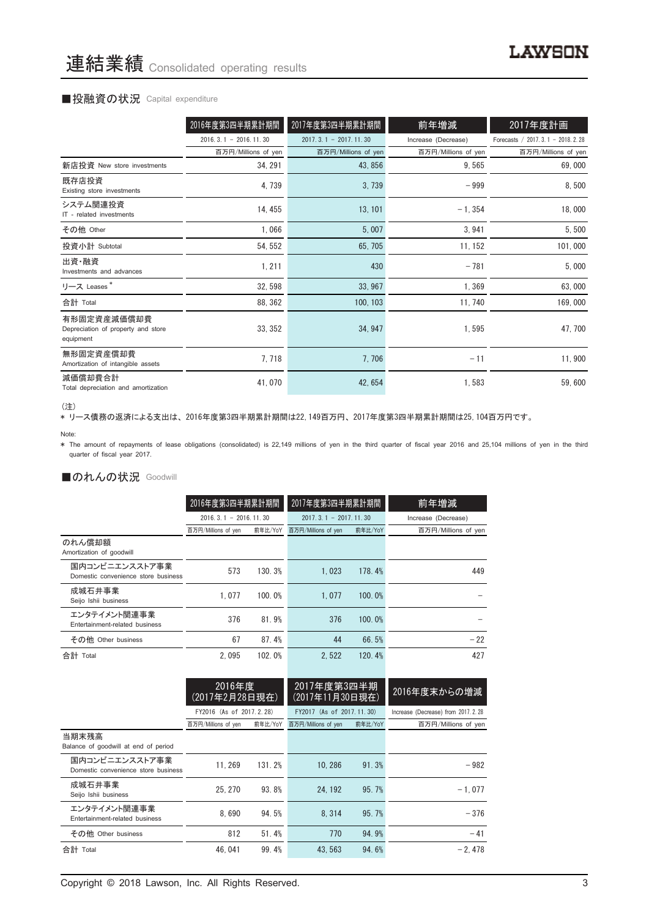# 連結業績 Consolidated operating results

## ■投融資の状況 Capital expenditure

| | 2016年度第3四半期累計期間 | 2017年度第3四半期累計期間 | 前年増減 | 2017年度計画 |
|---|---|---|---|---|
| | 2016. 3. 1 － 2016. 11. 30 | 2017. 3. 1 － 2017. 11. 30 | Increase (Decrease) | Forecasts / 2017. 3. 1 － 2018. 2. 28 |
| | 百万円/Millions of yen | 百万円/Millions of yen | 百万円/Millions of yen | 百万円/Millions of yen |
| 新店投資 New store investments | 34, 291 | 43, 856 | 9, 565 | 69, 000 |
| 既存店投資 Existing store investments | 4, 739 | 3, 739 | －999 | 8, 500 |
| システム関連投資 IT - related investments | 14, 455 | 13, 101 | －1, 354 | 18, 000 |
| その他 Other | 1, 066 | 5, 007 | 3, 941 | 5, 500 |
| 投資小計 Subtotal | 54, 552 | 65, 705 | 11, 152 | 101, 000 |
| 出資・融資 Investments and advances | 1, 211 | 430 | －781 | 5, 000 |
| リース Leases * | 32, 598 | 33, 967 | 1, 369 | 63, 000 |
| 合計 Total | 88, 362 | 100, 103 | 11, 740 | 169, 000 |
| 有形固定資産減価償却費 Depreciation of property and store equipment | 33, 352 | 34, 947 | 1, 595 | 47, 700 |
| 無形固定資産償却費 Amortization of intangible assets | 7, 718 | 7, 706 | －11 | 11, 900 |
| 減価償却費合計 Total depreciation and amortization | 41, 070 | 42, 654 | 1, 583 | 59, 600 |

（注）

* リース債務の返済による支出は、2016年度第3四半期累計期間は22, 149百万円、2017年度第3四半期累計期間は25, 104百万円です。

Note:

* The amount of repayments of lease obligations (consolidated) is 22,149 millions of yen in the third quarter of fiscal year 2016 and 25,104 millions of yen in the third quarter of fiscal year 2017.

## ■のれんの状況 Goodwill

| | 2016年度第3四半期累計期間 | | 2017年度第3四半期累計期間 | | 前年増減 |
|---|---|---|---|---|---|
| | 2016. 3. 1 － 2016. 11. 30 | | 2017. 3. 1 － 2017. 11. 30 | | Increase (Decrease) |
| | 百万円/Millions of yen | 前年比/YoY | 百万円/Millions of yen | 前年比/YoY | 百万円/Millions of yen |
| のれん償却額 Amortization of goodwill | | | | | |
| 国内コンビニエンスストア事業 Domestic convenience store business | 573 | 130. 3% | 1, 023 | 178. 4% | 449 |
| 成城石井事業 Seijo Ishii business | 1, 077 | 100. 0% | 1, 077 | 100. 0% | － |
| エンタテイメント関連事業 Entertainment-related business | 376 | 81. 9% | 376 | 100. 0% | － |
| その他 Other business | 67 | 87. 4% | 44 | 66. 5% | －22 |
| 合計 Total | 2, 095 | 102. 0% | 2, 522 | 120. 4% | 427 |

| | 2016年度 (2017年2月28日現在) | | 2017年度第3四半期 (2017年11月30日現在) | | 2016年度末からの増減 |
|---|---|---|---|---|---|
| | FY2016 (As of 2017. 2. 28) | | FY2017 (As of 2017. 11. 30) | | Increase (Decrease) from 2017. 2. 28 |
| | 百万円/Millions of yen | 前年比/YoY | 百万円/Millions of yen | 前年比/YoY | 百万円/Millions of yen |
| 当期末残高 Balance of goodwill at end of period | | | | | |
| 国内コンビニエンスストア事業 Domestic convenience store business | 11, 269 | 131. 2% | 10, 286 | 91. 3% | －982 |
| 成城石井事業 Seijo Ishii business | 25, 270 | 93. 8% | 24, 192 | 95. 7% | －1, 077 |
| エンタテイメント関連事業 Entertainment-related business | 8, 690 | 94. 5% | 8, 314 | 95. 7% | －376 |
| その他 Other business | 812 | 51. 4% | 770 | 94. 9% | －41 |
| 合計 Total | 46, 041 | 99. 4% | 43, 563 | 94. 6% | －2, 478 |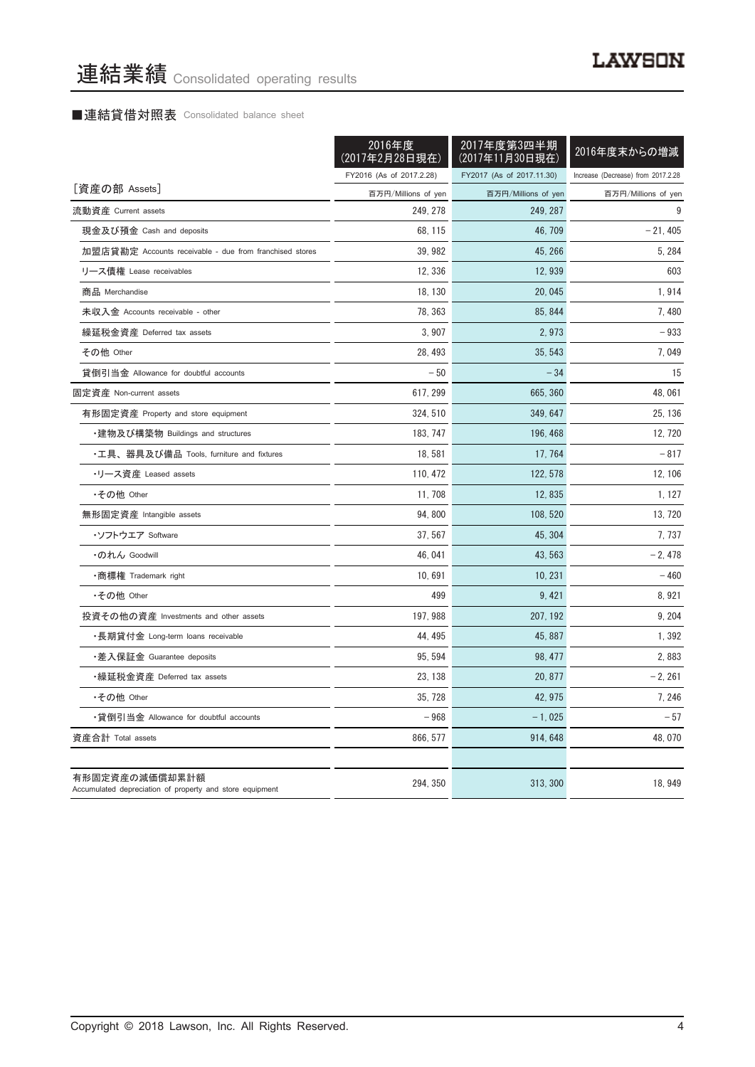# 連結業績 Consolidated operating results

■連結貸借対照表 Consolidated balance sheet

| | 2016年度（2017年2月28日現在） | 2017年度第3四半期（2017年11月30日現在） | 2016年度末からの増減 |
|---|---|---|---|
| | FY2016 (As of 2017.2.28) | FY2017 (As of 2017.11.30) | Increase (Decrease) from 2017.2.28 |
| ［資産の部 Assets］ | 百万円/Millions of yen | 百万円/Millions of yen | 百万円/Millions of yen |
| 流動資産 Current assets | 249, 278 | 249, 287 | 9 |
| 現金及び預金 Cash and deposits | 68, 115 | 46, 709 | − 21, 405 |
| 加盟店貸勘定 Accounts receivable - due from franchised stores | 39, 982 | 45, 266 | 5, 284 |
| リース債権 Lease receivables | 12, 336 | 12, 939 | 603 |
| 商品 Merchandise | 18, 130 | 20, 045 | 1, 914 |
| 未収入金 Accounts receivable - other | 78, 363 | 85, 844 | 7, 480 |
| 繰延税金資産 Deferred tax assets | 3, 907 | 2, 973 | − 933 |
| その他 Other | 28, 493 | 35, 543 | 7, 049 |
| 貸倒引当金 Allowance for doubtful accounts | − 50 | − 34 | 15 |
| 固定資産 Non-current assets | 617, 299 | 665, 360 | 48, 061 |
| 有形固定資産 Property and store equipment | 324, 510 | 349, 647 | 25, 136 |
| ・建物及び構築物 Buildings and structures | 183, 747 | 196, 468 | 12, 720 |
| ・工具、器具及び備品 Tools, furniture and fixtures | 18, 581 | 17, 764 | − 817 |
| ・リース資産 Leased assets | 110, 472 | 122, 578 | 12, 106 |
| ・その他 Other | 11, 708 | 12, 835 | 1, 127 |
| 無形固定資産 Intangible assets | 94, 800 | 108, 520 | 13, 720 |
| ・ソフトウエア Software | 37, 567 | 45, 304 | 7, 737 |
| ・のれん Goodwill | 46, 041 | 43, 563 | − 2, 478 |
| ・商標権 Trademark right | 10, 691 | 10, 231 | − 460 |
| ・その他 Other | 499 | 9, 421 | 8, 921 |
| 投資その他の資産 Investments and other assets | 197, 988 | 207, 192 | 9, 204 |
| ・長期貸付金 Long-term loans receivable | 44, 495 | 45, 887 | 1, 392 |
| ・差入保証金 Guarantee deposits | 95, 594 | 98, 477 | 2, 883 |
| ・繰延税金資産 Deferred tax assets | 23, 138 | 20, 877 | − 2, 261 |
| ・その他 Other | 35, 728 | 42, 975 | 7, 246 |
| ・貸倒引当金 Allowance for doubtful accounts | − 968 | − 1, 025 | − 57 |
| 資産合計 Total assets | 866, 577 | 914, 648 | 48, 070 |
| | | | |
| 有形固定資産の減価償却累計額 Accumulated depreciation of property and store equipment | 294, 350 | 313, 300 | 18, 949 |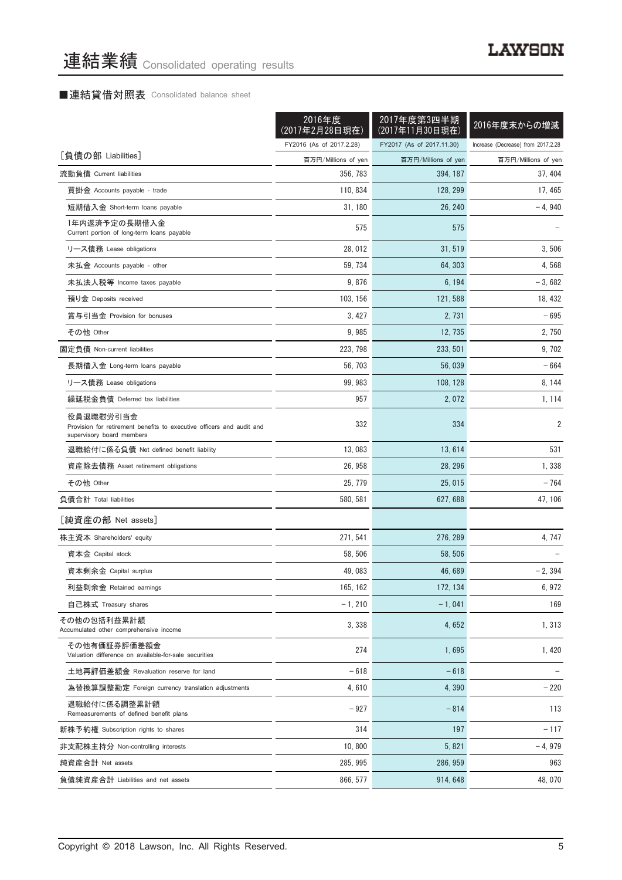# 連結業績 Consolidated operating results

## ■連結貸借対照表 Consolidated balance sheet

| | 2016年度（2017年2月28日現在） | 2017年度第3四半期（2017年11月30日現在） | 2016年度末からの増減 |
|---|---|---|---|
| | FY2016 (As of 2017.2.28) | FY2017 (As of 2017.11.30) | Increase (Decrease) from 2017.2.28 |
| ［負債の部 Liabilities］ | 百万円/Millions of yen | 百万円/Millions of yen | 百万円/Millions of yen |
| 流動負債 Current liabilities | 356, 783 | 394, 187 | 37, 404 |
| 買掛金 Accounts payable - trade | 110, 834 | 128, 299 | 17, 465 |
| 短期借入金 Short-term loans payable | 31, 180 | 26, 240 | − 4, 940 |
| 1年内返済予定の長期借入金 Current portion of long-term loans payable | 575 | 575 | − |
| リース債務 Lease obligations | 28, 012 | 31, 519 | 3, 506 |
| 未払金 Accounts payable - other | 59, 734 | 64, 303 | 4, 568 |
| 未払法人税等 Income taxes payable | 9, 876 | 6, 194 | − 3, 682 |
| 預り金 Deposits received | 103, 156 | 121, 588 | 18, 432 |
| 賞与引当金 Provision for bonuses | 3, 427 | 2, 731 | − 695 |
| その他 Other | 9, 985 | 12, 735 | 2, 750 |
| 固定負債 Non-current liabilities | 223, 798 | 233, 501 | 9, 702 |
| 長期借入金 Long-term loans payable | 56, 703 | 56, 039 | − 664 |
| リース債務 Lease obligations | 99, 983 | 108, 128 | 8, 144 |
| 繰延税金負債 Deferred tax liabilities | 957 | 2, 072 | 1, 114 |
| 役員退職慰労引当金 Provision for retirement benefits to executive officers and audit and supervisory board members | 332 | 334 | 2 |
| 退職給付に係る負債 Net defined benefit liability | 13, 083 | 13, 614 | 531 |
| 資産除去債務 Asset retirement obligations | 26, 958 | 28, 296 | 1, 338 |
| その他 Other | 25, 779 | 25, 015 | − 764 |
| 負債合計 Total liabilities | 580, 581 | 627, 688 | 47, 106 |
| ［純資産の部 Net assets］ | | | |
| 株主資本 Shareholders' equity | 271, 541 | 276, 289 | 4, 747 |
| 資本金 Capital stock | 58, 506 | 58, 506 | − |
| 資本剰余金 Capital surplus | 49, 083 | 46, 689 | − 2, 394 |
| 利益剰余金 Retained earnings | 165, 162 | 172, 134 | 6, 972 |
| 自己株式 Treasury shares | − 1, 210 | − 1, 041 | 169 |
| その他の包括利益累計額 Accumulated other comprehensive income | 3, 338 | 4, 652 | 1, 313 |
| その他有価証券評価差額金 Valuation difference on available-for-sale securities | 274 | 1, 695 | 1, 420 |
| 土地再評価差額金 Revaluation reserve for land | − 618 | − 618 | − |
| 為替換算調整勘定 Foreign currency translation adjustments | 4, 610 | 4, 390 | − 220 |
| 退職給付に係る調整累計額 Remeasurements of defined benefit plans | − 927 | − 814 | 113 |
| 新株予約権 Subscription rights to shares | 314 | 197 | − 117 |
| 非支配株主持分 Non-controlling interests | 10, 800 | 5, 821 | − 4, 979 |
| 純資産合計 Net assets | 285, 995 | 286, 959 | 963 |
| 負債純資産合計 Liabilities and net assets | 866, 577 | 914, 648 | 48, 070 |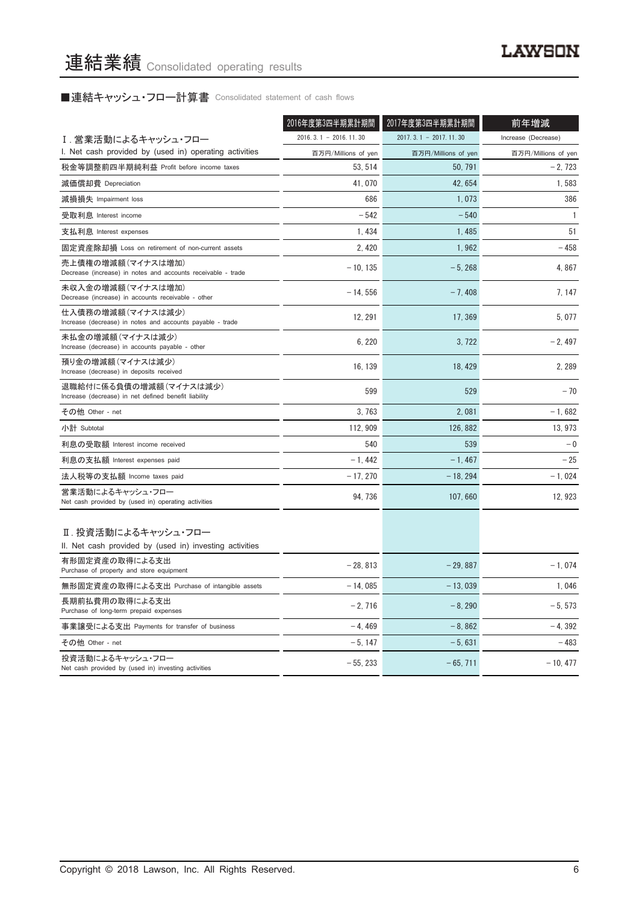# 連結業績 Consolidated operating results

■連結キャッシュ・フロー計算書 Consolidated statement of cash flows

| | 2016年度第3四半期累計期間 | 2017年度第3四半期累計期間 | 前年増減 |
|---|---|---|---|
| Ⅰ. 営業活動によるキャッシュ・フロー<br>I. Net cash provided by (used in) operating activities | 2016. 3. 1 – 2016. 11. 30 | 2017. 3. 1 – 2017. 11. 30 | Increase (Decrease) |
| | 百万円/Millions of yen | 百万円/Millions of yen | 百万円/Millions of yen |
| 税金等調整前四半期純利益 Profit before income taxes | 53, 514 | 50, 791 | – 2, 723 |
| 減価償却費 Depreciation | 41, 070 | 42, 654 | 1, 583 |
| 減損損失 Impairment loss | 686 | 1, 073 | 386 |
| 受取利息 Interest income | – 542 | – 540 | 1 |
| 支払利息 Interest expenses | 1, 434 | 1, 485 | 51 |
| 固定資産除却損 Loss on retirement of non-current assets | 2, 420 | 1, 962 | – 458 |
| 売上債権の増減額（マイナスは増加）<br>Decrease (increase) in notes and accounts receivable - trade | – 10, 135 | – 5, 268 | 4, 867 |
| 未収入金の増減額（マイナスは増加）<br>Decrease (increase) in accounts receivable - other | – 14, 556 | – 7, 408 | 7, 147 |
| 仕入債務の増減額（マイナスは減少）<br>Increase (decrease) in notes and accounts payable - trade | 12, 291 | 17, 369 | 5, 077 |
| 未払金の増減額（マイナスは減少）<br>Increase (decrease) in accounts payable - other | 6, 220 | 3, 722 | – 2, 497 |
| 預り金の増減額（マイナスは減少）<br>Increase (decrease) in deposits received | 16, 139 | 18, 429 | 2, 289 |
| 退職給付に係る負債の増減額（マイナスは減少）<br>Increase (decrease) in net defined benefit liability | 599 | 529 | – 70 |
| その他 Other - net | 3, 763 | 2, 081 | – 1, 682 |
| 小計 Subtotal | 112, 909 | 126, 882 | 13, 973 |
| 利息の受取額 Interest income received | 540 | 539 | – 0 |
| 利息の支払額 Interest expenses paid | – 1, 442 | – 1, 467 | – 25 |
| 法人税等の支払額 Income taxes paid | – 17, 270 | – 18, 294 | – 1, 024 |
| 営業活動によるキャッシュ・フロー<br>Net cash provided by (used in) operating activities | 94, 736 | 107, 660 | 12, 923 |
| Ⅱ. 投資活動によるキャッシュ・フロー<br>II. Net cash provided by (used in) investing activities | | | |
| 有形固定資産の取得による支出<br>Purchase of property and store equipment | – 28, 813 | – 29, 887 | – 1, 074 |
| 無形固定資産の取得による支出 Purchase of intangible assets | – 14, 085 | – 13, 039 | 1, 046 |
| 長期前払費用の取得による支出<br>Purchase of long-term prepaid expenses | – 2, 716 | – 8, 290 | – 5, 573 |
| 事業譲受による支出 Payments for transfer of business | – 4, 469 | – 8, 862 | – 4, 392 |
| その他 Other - net | – 5, 147 | – 5, 631 | – 483 |
| 投資活動によるキャッシュ・フロー<br>Net cash provided by (used in) investing activities | – 55, 233 | – 65, 711 | – 10, 477 |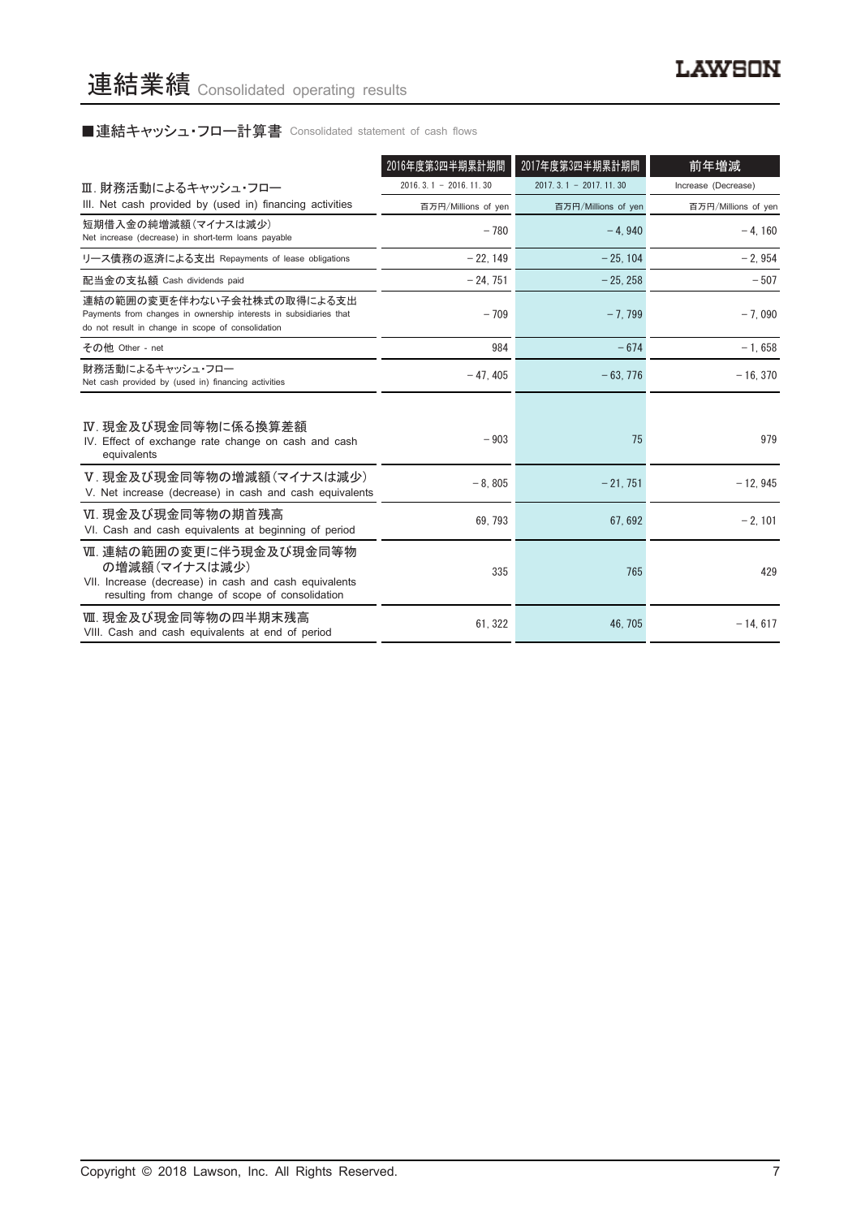# 連結業績 Consolidated operating results

## ■連結キャッシュ・フロー計算書 Consolidated statement of cash flows

| | 2016年度第3四半期累計期間 | 2017年度第3四半期累計期間 | 前年増減 |
|---|---|---|---|
| Ⅲ. 財務活動によるキャッシュ・フロー<br>III. Net cash provided by (used in) financing activities | 2016. 3. 1 － 2016. 11. 30<br>百万円/Millions of yen | 2017. 3. 1 － 2017. 11. 30<br>百万円/Millions of yen | Increase (Decrease)<br>百万円/Millions of yen |
| 短期借入金の純増減額（マイナスは減少）<br>Net increase (decrease) in short-term loans payable | －780 | －4, 940 | －4, 160 |
| リース債務の返済による支出 Repayments of lease obligations | －22, 149 | －25, 104 | －2, 954 |
| 配当金の支払額 Cash dividends paid | －24, 751 | －25, 258 | －507 |
| 連結の範囲の変更を伴わない子会社株式の取得による支出<br>Payments from changes in ownership interests in subsidiaries that do not result in change in scope of consolidation | －709 | －7, 799 | －7, 090 |
| その他 Other - net | 984 | －674 | －1, 658 |
| 財務活動によるキャッシュ・フロー<br>Net cash provided by (used in) financing activities | －47, 405 | －63, 776 | －16, 370 |
| Ⅳ. 現金及び現金同等物に係る換算差額<br>IV. Effect of exchange rate change on cash and cash equivalents | －903 | 75 | 979 |
| Ⅴ. 現金及び現金同等物の増減額（マイナスは減少）<br>V. Net increase (decrease) in cash and cash equivalents | －8, 805 | －21, 751 | －12, 945 |
| Ⅵ. 現金及び現金同等物の期首残高<br>VI. Cash and cash equivalents at beginning of period | 69, 793 | 67, 692 | －2, 101 |
| Ⅶ. 連結の範囲の変更に伴う現金及び現金同等物の増減額（マイナスは減少）<br>VII. Increase (decrease) in cash and cash equivalents resulting from change of scope of consolidation | 335 | 765 | 429 |
| Ⅷ. 現金及び現金同等物の四半期末残高<br>VIII. Cash and cash equivalents at end of period | 61, 322 | 46, 705 | －14, 617 |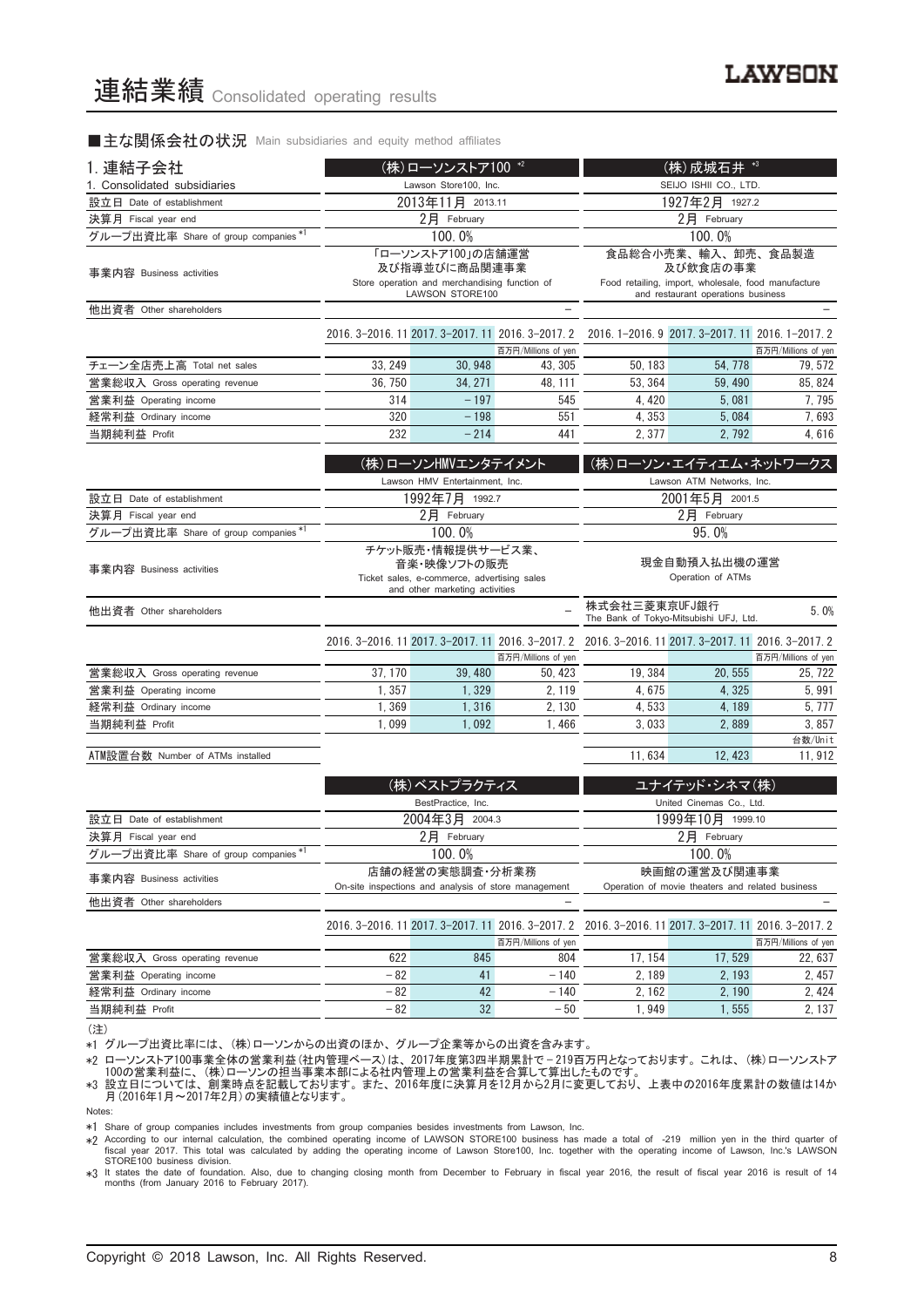# 連結業績 Consolidated operating results

## ■主な関係会社の状況 Main subsidiaries and equity method affiliates

### 1. 連結子会社 / 1. Consolidated subsidiaries

| | (株)ローソンストア100 *2 | | | (株)成城石井 *3 | | |
|---|---|---|---|---|---|---|
| | Lawson Store100, Inc. | | | SEIJO ISHII CO., LTD. | | |
| 設立日 Date of establishment | 2013年11月 2013.11 | | | 1927年2月 1927.2 | | |
| 決算月 Fiscal year end | 2月 February | | | 2月 February | | |
| グループ出資比率 Share of group companies *1 | 100.0% | | | 100.0% | | |
| 事業内容 Business activities | 「ローソンストア100」の店舗運営及び指導並びに商品関連事業 Store operation and merchandising function of LAWSON STORE100 | | | 食品総合小売業、輸入、卸売、食品製造及び飲食店の事業 Food retailing, import, wholesale, food manufacture and restaurant operations business | | |
| 他出資者 Other shareholders | | | − | | | − |
| | 2016.3-2016.11 | 2017.3-2017.11 | 2016.3-2017.2 | 2016.1-2016.9 | 2017.3-2017.11 | 2016.1-2017.2 |
| | | | 百万円/Millions of yen | | | 百万円/Millions of yen |
| チェーン全店売上高 Total net sales | 33,249 | 30,948 | 43,305 | 50,183 | 54,778 | 79,572 |
| 営業総収入 Gross operating revenue | 36,750 | 34,271 | 48,111 | 53,364 | 59,490 | 85,824 |
| 営業利益 Operating income | 314 | −197 | 545 | 4,420 | 5,081 | 7,795 |
| 経常利益 Ordinary income | 320 | −198 | 551 | 4,353 | 5,084 | 7,693 |
| 当期純利益 Profit | 232 | −214 | 441 | 2,377 | 2,792 | 4,616 |

| | (株)ローソンHMVエンタテイメント | | | (株)ローソン・エイティエム・ネットワークス | | |
|---|---|---|---|---|---|---|
| | Lawson HMV Entertainment, Inc. | | | Lawson ATM Networks, Inc. | | |
| 設立日 Date of establishment | 1992年7月 1992.7 | | | 2001年5月 2001.5 | | |
| 決算月 Fiscal year end | 2月 February | | | 2月 February | | |
| グループ出資比率 Share of group companies *1 | 100.0% | | | 95.0% | | |
| 事業内容 Business activities | チケット販売・情報提供サービス業、音楽・映像ソフトの販売 Ticket sales, e-commerce, advertising sales and other marketing activities | | | 現金自動預入払出機の運営 Operation of ATMs | | |
| 他出資者 Other shareholders | | | − | 株式会社三菱東京UFJ銀行 The Bank of Tokyo-Mitsubishi UFJ, Ltd. | | 5.0% |
| | 2016.3-2016.11 | 2017.3-2017.11 | 2016.3-2017.2 | 2016.3-2016.11 | 2017.3-2017.11 | 2016.3-2017.2 |
| | | | 百万円/Millions of yen | | | 百万円/Millions of yen |
| 営業総収入 Gross operating revenue | 37,170 | 39,480 | 50,423 | 19,384 | 20,555 | 25,722 |
| 営業利益 Operating income | 1,357 | 1,329 | 2,119 | 4,675 | 4,325 | 5,991 |
| 経常利益 Ordinary income | 1,369 | 1,316 | 2,130 | 4,533 | 4,189 | 5,777 |
| 当期純利益 Profit | 1,099 | 1,092 | 1,466 | 3,033 | 2,889 | 3,857 |
| | | | | | | 台数/Unit |
| ATM設置台数 Number of ATMs installed | | | | 11,634 | 12,423 | 11,912 |

| | (株)ベストプラクティス | | | ユナイテッド・シネマ(株) | | |
|---|---|---|---|---|---|---|
| | BestPractice, Inc. | | | United Cinemas Co., Ltd. | | |
| 設立日 Date of establishment | 2004年3月 2004.3 | | | 1999年10月 1999.10 | | |
| 決算月 Fiscal year end | 2月 February | | | 2月 February | | |
| グループ出資比率 Share of group companies *1 | 100.0% | | | 100.0% | | |
| 事業内容 Business activities | 店舗の経営の実態調査・分析業務 On-site inspections and analysis of store management | | | 映画館の運営及び関連事業 Operation of movie theaters and related business | | |
| 他出資者 Other shareholders | | | − | | | − |
| | 2016.3-2016.11 | 2017.3-2017.11 | 2016.3-2017.2 | 2016.3-2016.11 | 2017.3-2017.11 | 2016.3-2017.2 |
| | | | 百万円/Millions of yen | | | 百万円/Millions of yen |
| 営業総収入 Gross operating revenue | 622 | 845 | 804 | 17,154 | 17,529 | 22,637 |
| 営業利益 Operating income | −82 | 41 | −140 | 2,189 | 2,193 | 2,457 |
| 経常利益 Ordinary income | −82 | 42 | −140 | 2,162 | 2,190 | 2,424 |
| 当期純利益 Profit | −82 | 32 | −50 | 1,949 | 1,555 | 2,137 |

(注)

*1 グループ出資比率には、(株)ローソンからの出資のほか、グループ企業等からの出資を含みます。

*2 ローソンストア100事業全体の営業利益(社内管理ベース)は、2017年度第3四半期累計で−219百万円となっております。これは、(株)ローソンストア100の営業利益に、(株)ローソンの担当事業本部による社内管理上の営業利益を合算して算出したものです。

*3 設立日については、創業時点を記載しております。また、2016年度に決算月を12月から2月に変更しており、上表中の2016年度累計の数値は14か月(2016年1月~2017年2月)の実績値となります。

Notes:

*1 Share of group companies includes investments from group companies besides investments from Lawson, Inc.

*2 According to our internal calculation, the combined operating income of LAWSON STORE100 business has made a total of -219 million yen in the third quarter of fiscal year 2017. This total was calculated by adding the operating income of Lawson Store100, Inc. together with the operating income of Lawson, Inc.'s LAWSON STORE100 business division.

*3 It states the date of foundation. Also, due to changing closing month from December to February in fiscal year 2016, the result of fiscal year 2016 is result of 14 months (from January 2016 to February 2017).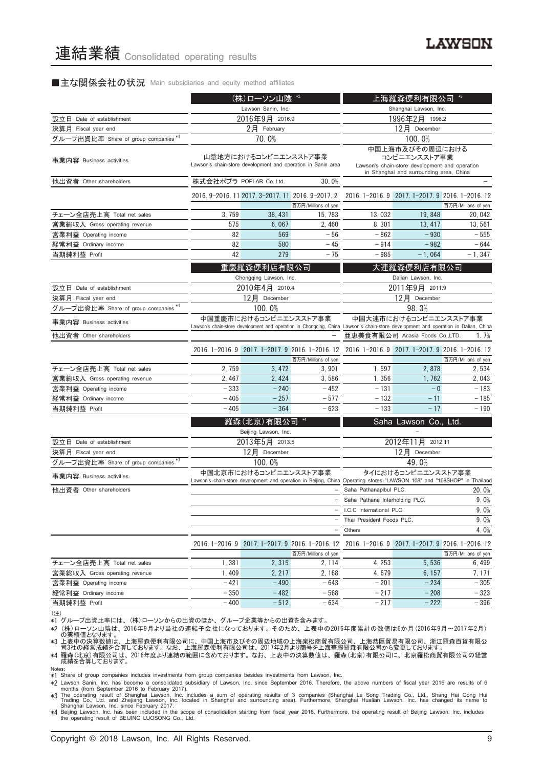# 連結業績 Consolidated operating results

## ■主な関係会社の状況 Main subsidiaries and equity method affiliates

| | (株)ローソン山陰 *2 | | | 上海羅森便利有限公司 *3 | | |
|---|---|---|---|---|---|---|
| | Lawson Sanin, Inc. | | | Shanghai Lawson, Inc. | | |
| 設立日 Date of establishment | 2016年9月 2016.9 | | | 1996年2月 1996.2 | | |
| 決算月 Fiscal year end | 2月 February | | | 12月 December | | |
| グループ出資比率 Share of group companies *1 | 70.0% | | | 100.0% | | |
| 事業内容 Business activities | 山陰地方におけるコンビニエンスストア事業 Lawson's chain-store development and operation in Sanin area | | | 中国上海市及びその周辺における コンビニエンスストア事業 Lawson's chain-store development and operation in Shanghai and surrounding area, China | | |
| 他出資者 Other shareholders | 株式会社ポプラ POPLAR Co.,Ltd. | | 30.0% | | | – |
| | 2016.9-2016.11 | 2017.3-2017.11 | 2016.9-2017.2 | 2016.1-2016.9 | 2017.1-2017.9 | 2016.1-2016.12 |
| | | | 百万円/Millions of yen | | | 百万円/Millions of yen |
| チェーン全店売上高 Total net sales | 3,759 | 38,431 | 15,783 | 13,032 | 19,848 | 20,042 |
| 営業総収入 Gross operating revenue | 575 | 6,067 | 2,460 | 8,301 | 13,417 | 13,561 |
| 営業利益 Operating income | 82 | 569 | −56 | −862 | −930 | −555 |
| 経常利益 Ordinary income | 82 | 580 | −45 | −914 | −982 | −644 |
| 当期純利益 Profit | 42 | 279 | −75 | −985 | −1,064 | −1,347 |

| | 重慶羅森便利店有限公司 | | | 大連羅森便利店有限公司 | | |
|---|---|---|---|---|---|---|
| | Chongqing Lawson, Inc. | | | Dalian Lawson, Inc. | | |
| 設立日 Date of establishment | 2010年4月 2010.4 | | | 2011年9月 2011.9 | | |
| 決算月 Fiscal year end | 12月 December | | | 12月 December | | |
| グループ出資比率 Share of group companies *1 | 100.0% | | | 98.3% | | |
| 事業内容 Business activities | 中国重慶市におけるコンビニエンスストア事業 Lawson's chain-store development and operation in Chongqing, China | | | 中国大連市におけるコンビニエンスストア事業 Lawson's chain-store development and operation in Dalian, China | | |
| 他出資者 Other shareholders | | | – | 亜恵美食有限公司 Acasia Foods Co.,LTD. | | 1.7% |
| | 2016.1-2016.9 | 2017.1-2017.9 | 2016.1-2016.12 | 2016.1-2016.9 | 2017.1-2017.9 | 2016.1-2016.12 |
| | | | 百万円/Millions of yen | | | 百万円/Millions of yen |
| チェーン全店売上高 Total net sales | 2,759 | 3,472 | 3,901 | 1,597 | 2,878 | 2,534 |
| 営業総収入 Gross operating revenue | 2,467 | 2,424 | 3,586 | 1,356 | 1,762 | 2,043 |
| 営業利益 Operating income | −333 | −240 | −452 | −131 | −0 | −183 |
| 経常利益 Ordinary income | −405 | −257 | −577 | −132 | −11 | −185 |
| 当期純利益 Profit | −405 | −364 | −623 | −133 | −17 | −190 |

| | 羅森(北京)有限公司 *4 | | | Saha Lawson Co., Ltd. | | |
|---|---|---|---|---|---|---|
| | Beijing Lawson, Inc. | | | – | | |
| 設立日 Date of establishment | 2013年5月 2013.5 | | | 2012年11月 2012.11 | | |
| 決算月 Fiscal year end | 12月 December | | | 12月 December | | |
| グループ出資比率 Share of group companies *1 | 100.0% | | | 49.0% | | |
| 事業内容 Business activities | 中国北京市におけるコンビニエンスストア事業 Lawson's chain-store development and operation in Beijing, China | | | タイにおけるコンビニエンスストア事業 Operating stores "LAWSON 108" and "108SHOP" in Thailand | | |
| 他出資者 Other shareholders | | | – | Saha Pathanapibul PLC. | | 20.0% |
| | | | – | Saha Pathana Interholding PLC. | | 9.0% |
| | | | – | I.C.C International PLC. | | 9.0% |
| | | | – | Thai President Foods PLC. | | 9.0% |
| | | | – | Others | | 4.0% |
| | 2016.1-2016.9 | 2017.1-2017.9 | 2016.1-2016.12 | 2016.1-2016.9 | 2017.1-2017.9 | 2016.1-2016.12 |
| | | | 百万円/Millions of yen | | | 百万円/Millions of yen |
| チェーン全店売上高 Total net sales | 1,381 | 2,315 | 2,114 | 4,253 | 5,536 | 6,499 |
| 営業総収入 Gross operating revenue | 1,409 | 2,217 | 2,168 | 4,679 | 6,157 | 7,171 |
| 営業利益 Operating income | −421 | −490 | −643 | −201 | −234 | −305 |
| 経常利益 Ordinary income | −350 | −482 | −568 | −217 | −208 | −323 |
| 当期純利益 Profit | −400 | −512 | −634 | −217 | −222 | −396 |

(注)
*1 グループ出資比率には、(株)ローソンからの出資のほか、グループ企業等からの出資を含みます。
*2 (株)ローソン山陰は、2016年9月より当社の連結子会社になっております。そのため、上表中の2016年度累計の数値は6か月(2016年9月～2017年2月)の実績値となります。
*3 上表中の決算数値は、上海羅森便利有限公司に、中国上海市及びその周辺地域の上海楽松商貿有限公司、上海恭匯貿易有限公司、浙江羅森百貨有限公司3社の経営成績を合算しております。なお、上海羅森便利有限公司は、2017年2月より商号を上海華聯羅森有限公司から変更しております。
*4 羅森(北京)有限公司は、2016年度より連結の範囲に含めております。なお、上表中の決算数値は、羅森(北京)有限公司に、北京羅松商貿有限公司の経営成績を合算しております。

Notes:
*1 Share of group companies includes investments from group companies besides investments from Lawson, Inc.
*2 Lawson Sanin, Inc. has become a consolidated subsidiary of Lawson, Inc. since September 2016. Therefore, the above numbers of fiscal year 2016 are results of 6 months (from September 2016 to February 2017).
*3 The operating result of Shanghai Lawson, Inc. includes a sum of operating results of 3 companies (Shanghai Le Song Trading Co., Ltd., Shang Hai Gong Hui Trading Co., Ltd. and Zhejiang Lawson, Inc. located in Shanghai and surrounding area). Furthermore, Shanghai Hualian Lawson, Inc. has changed its name to Shanghai Lawson, Inc. since February 2017.
*4 Beijing Lawson, Inc. has been included in the scope of consolidation starting from fiscal year 2016. Furthermore, the operating result of Beijing Lawson, Inc. includes the operating result of BEIJING LUOSONG Co., Ltd.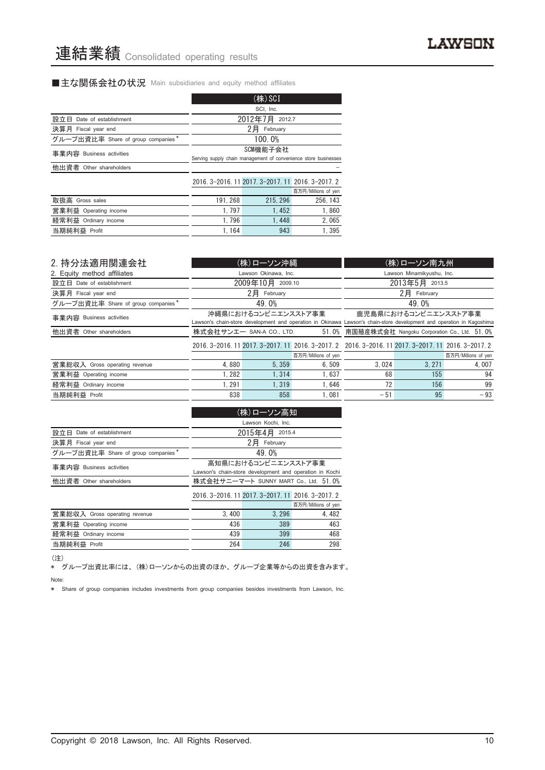# 連結業績 Consolidated operating results

■主な関係会社の状況 Main subsidiaries and equity method affiliates

| | (株)SCI SCI, Inc. | | |
|---|---|---|---|
| 設立日 Date of establishment | 2012年7月 2012.7 | | |
| 決算月 Fiscal year end | 2月 February | | |
| グループ出資比率 Share of group companies * | 100.0% | | |
| 事業内容 Business activities | SCM機能子会社 Serving supply chain management of convenience store businesses | | |
| 他出資者 Other shareholders | – | | |
| | 2016.3-2016.11 | 2017.3-2017.11 | 2016.3-2017.2 |
| | | | 百万円/Millions of yen |
| 取扱高 Gross sales | 191,268 | 215,296 | 256,143 |
| 営業利益 Operating income | 1,797 | 1,452 | 1,860 |
| 経常利益 Ordinary income | 1,796 | 1,448 | 2,065 |
| 当期純利益 Profit | 1,164 | 943 | 1,395 |

## 2. 持分法適用関連会社
2. Equity method affiliates

| | (株)ローソン沖縄 Lawson Okinawa, Inc. | | | (株)ローソン南九州 Lawson Minamikyushu, Inc. | | |
|---|---|---|---|---|---|---|
| 設立日 Date of establishment | 2009年10月 2009.10 | | | 2013年5月 2013.5 | | |
| 決算月 Fiscal year end | 2月 February | | | 2月 February | | |
| グループ出資比率 Share of group companies * | 49.0% | | | 49.0% | | |
| 事業内容 Business activities | 沖縄県におけるコンビニエンスストア事業 Lawson's chain-store development and operation in Okinawa | | | 鹿児島県におけるコンビニエンスストア事業 Lawson's chain-store development and operation in Kagoshima | | |
| 他出資者 Other shareholders | 株式会社サンエー SAN-A CO., LTD. 51.0% | | | 南国殖産株式会社 Nangoku Corporation Co., Ltd. 51.0% | | |
| | 2016.3-2016.11 | 2017.3-2017.11 | 2016.3-2017.2 | 2016.3-2016.11 | 2017.3-2017.11 | 2016.3-2017.2 |
| | | | 百万円/Millions of yen | | | 百万円/Millions of yen |
| 営業総収入 Gross operating revenue | 4,880 | 5,359 | 6,509 | 3,024 | 3,271 | 4,007 |
| 営業利益 Operating income | 1,282 | 1,314 | 1,637 | 68 | 155 | 94 |
| 経常利益 Ordinary income | 1,291 | 1,319 | 1,646 | 72 | 156 | 99 |
| 当期純利益 Profit | 838 | 858 | 1,081 | −51 | 95 | −93 |

| | (株)ローソン高知 Lawson Kochi, Inc. | | |
|---|---|---|---|
| 設立日 Date of establishment | 2015年4月 2015.4 | | |
| 決算月 Fiscal year end | 2月 February | | |
| グループ出資比率 Share of group companies * | 49.0% | | |
| 事業内容 Business activities | 高知県におけるコンビニエンスストア事業 Lawson's chain-store development and operation in Kochi | | |
| 他出資者 Other shareholders | 株式会社サニーマート SUNNY MART Co., Ltd. 51.0% | | |
| | 2016.3-2016.11 | 2017.3-2017.11 | 2016.3-2017.2 |
| | | | 百万円/Millions of yen |
| 営業総収入 Gross operating revenue | 3,400 | 3,296 | 4,482 |
| 営業利益 Operating income | 436 | 389 | 463 |
| 経常利益 Ordinary income | 439 | 399 | 468 |
| 当期純利益 Profit | 264 | 246 | 298 |

(注)
* グループ出資比率には、(株)ローソンからの出資のほか、グループ企業等からの出資を含みます。

Note:
* Share of group companies includes investments from group companies besides investments from Lawson, Inc.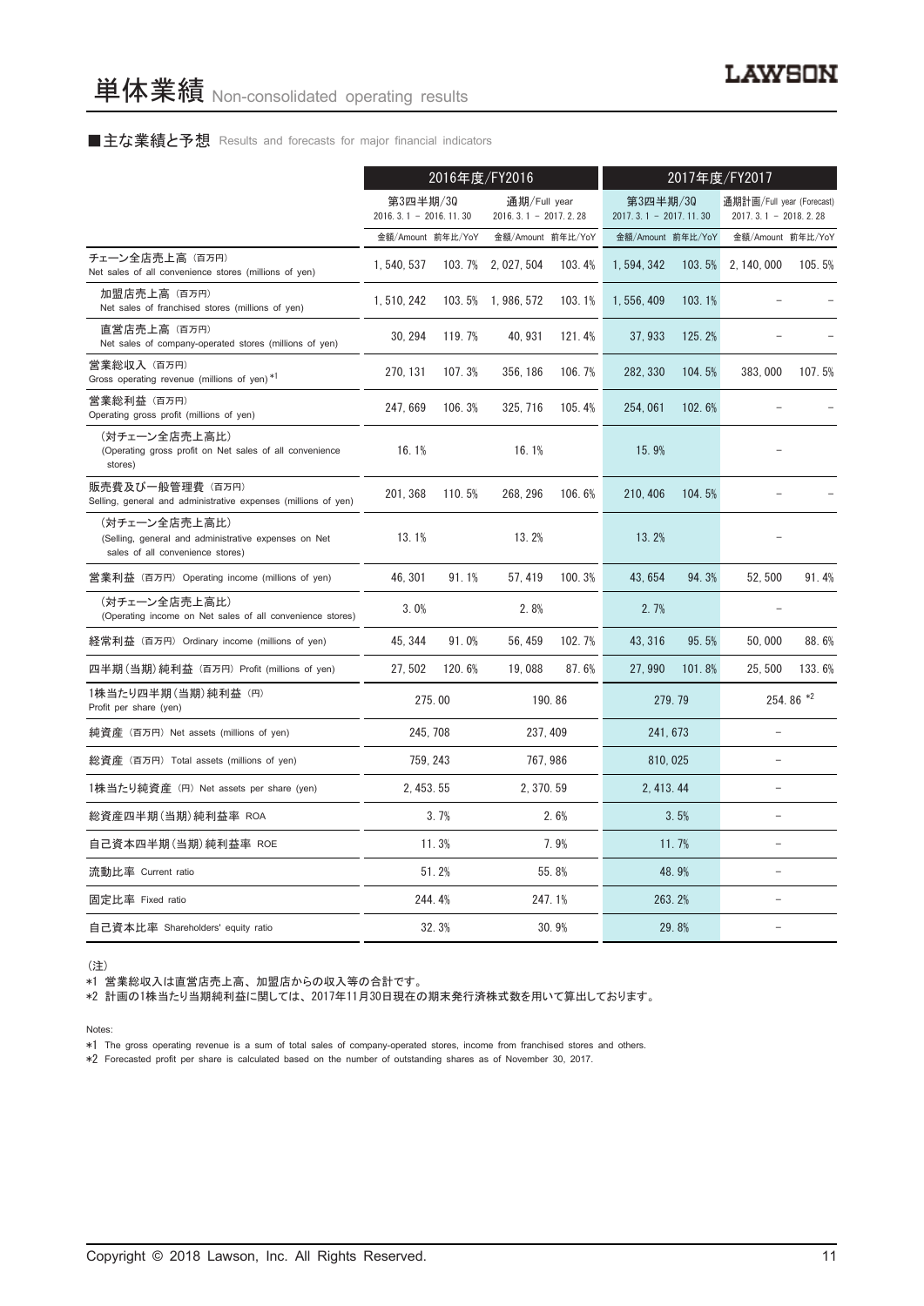# 単体業績 Non-consolidated operating results

■主な業績と予想 Results and forecasts for major financial indicators

| | 2016年度/FY2016 | | | | 2017年度/FY2017 | | | |
|---|---|---|---|---|---|---|---|---|
| | 第3四半期/3Q 2016. 3. 1 – 2016. 11. 30 | | 通期/Full year 2016. 3. 1 – 2017. 2. 28 | | 第3四半期/3Q 2017. 3. 1 – 2017. 11. 30 | | 通期計画/Full year (Forecast) 2017. 3. 1 – 2018. 2. 28 | |
| | 金額/Amount | 前年比/YoY | 金額/Amount | 前年比/YoY | 金額/Amount | 前年比/YoY | 金額/Amount | 前年比/YoY |
| チェーン全店売上高（百万円） Net sales of all convenience stores (millions of yen) | 1, 540, 537 | 103. 7% | 2, 027, 504 | 103. 4% | 1, 594, 342 | 103. 5% | 2, 140, 000 | 105. 5% |
| 加盟店売上高（百万円） Net sales of franchised stores (millions of yen) | 1, 510, 242 | 103. 5% | 1, 986, 572 | 103. 1% | 1, 556, 409 | 103. 1% | – | – |
| 直営店売上高（百万円） Net sales of company-operated stores (millions of yen) | 30, 294 | 119. 7% | 40, 931 | 121. 4% | 37, 933 | 125. 2% | – | – |
| 営業総収入（百万円） Gross operating revenue (millions of yen) *1 | 270, 131 | 107. 3% | 356, 186 | 106. 7% | 282, 330 | 104. 5% | 383, 000 | 107. 5% |
| 営業総利益（百万円） Operating gross profit (millions of yen) | 247, 669 | 106. 3% | 325, 716 | 105. 4% | 254, 061 | 102. 6% | – | – |
| （対チェーン全店売上高比） (Operating gross profit on Net sales of all convenience stores) | 16. 1% | | 16. 1% | | 15. 9% | | – | |
| 販売費及び一般管理費（百万円） Selling, general and administrative expenses (millions of yen) | 201, 368 | 110. 5% | 268, 296 | 106. 6% | 210, 406 | 104. 5% | – | – |
| （対チェーン全店売上高比） (Selling, general and administrative expenses on Net sales of all convenience stores) | 13. 1% | | 13. 2% | | 13. 2% | | – | |
| 営業利益（百万円） Operating income (millions of yen) | 46, 301 | 91. 1% | 57, 419 | 100. 3% | 43, 654 | 94. 3% | 52, 500 | 91. 4% |
| （対チェーン全店売上高比） (Operating income on Net sales of all convenience stores) | 3. 0% | | 2. 8% | | 2. 7% | | – | |
| 経常利益（百万円） Ordinary income (millions of yen) | 45, 344 | 91. 0% | 56, 459 | 102. 7% | 43, 316 | 95. 5% | 50, 000 | 88. 6% |
| 四半期（当期）純利益（百万円） Profit (millions of yen) | 27, 502 | 120. 6% | 19, 088 | 87. 6% | 27, 990 | 101. 8% | 25, 500 | 133. 6% |
| 1株当たり四半期（当期）純利益（円） Profit per share (yen) | 275. 00 | | 190. 86 | | 279. 79 | | 254. 86 *2 | |
| 純資産（百万円） Net assets (millions of yen) | 245, 708 | | 237, 409 | | 241, 673 | | – | |
| 総資産（百万円） Total assets (millions of yen) | 759, 243 | | 767, 986 | | 810, 025 | | – | |
| 1株当たり純資産（円） Net assets per share (yen) | 2, 453. 55 | | 2, 370. 59 | | 2, 413. 44 | | – | |
| 総資産四半期（当期）純利益率 ROA | 3. 7% | | 2. 6% | | 3. 5% | | – | |
| 自己資本四半期（当期）純利益率 ROE | 11. 3% | | 7. 9% | | 11. 7% | | – | |
| 流動比率 Current ratio | 51. 2% | | 55. 8% | | 48. 9% | | – | |
| 固定比率 Fixed ratio | 244. 4% | | 247. 1% | | 263. 2% | | – | |
| 自己資本比率 Shareholders' equity ratio | 32. 3% | | 30. 9% | | 29. 8% | | – | |

（注）

*1 営業総収入は直営店売上高、加盟店からの収入等の合計です。

*2 計画の1株当たり当期純利益に関しては、2017年11月30日現在の期末発行済株式数を用いて算出しております。

Notes:

*1 The gross operating revenue is a sum of total sales of company-operated stores, income from franchised stores and others.

*2 Forecasted profit per share is calculated based on the number of outstanding shares as of November 30, 2017.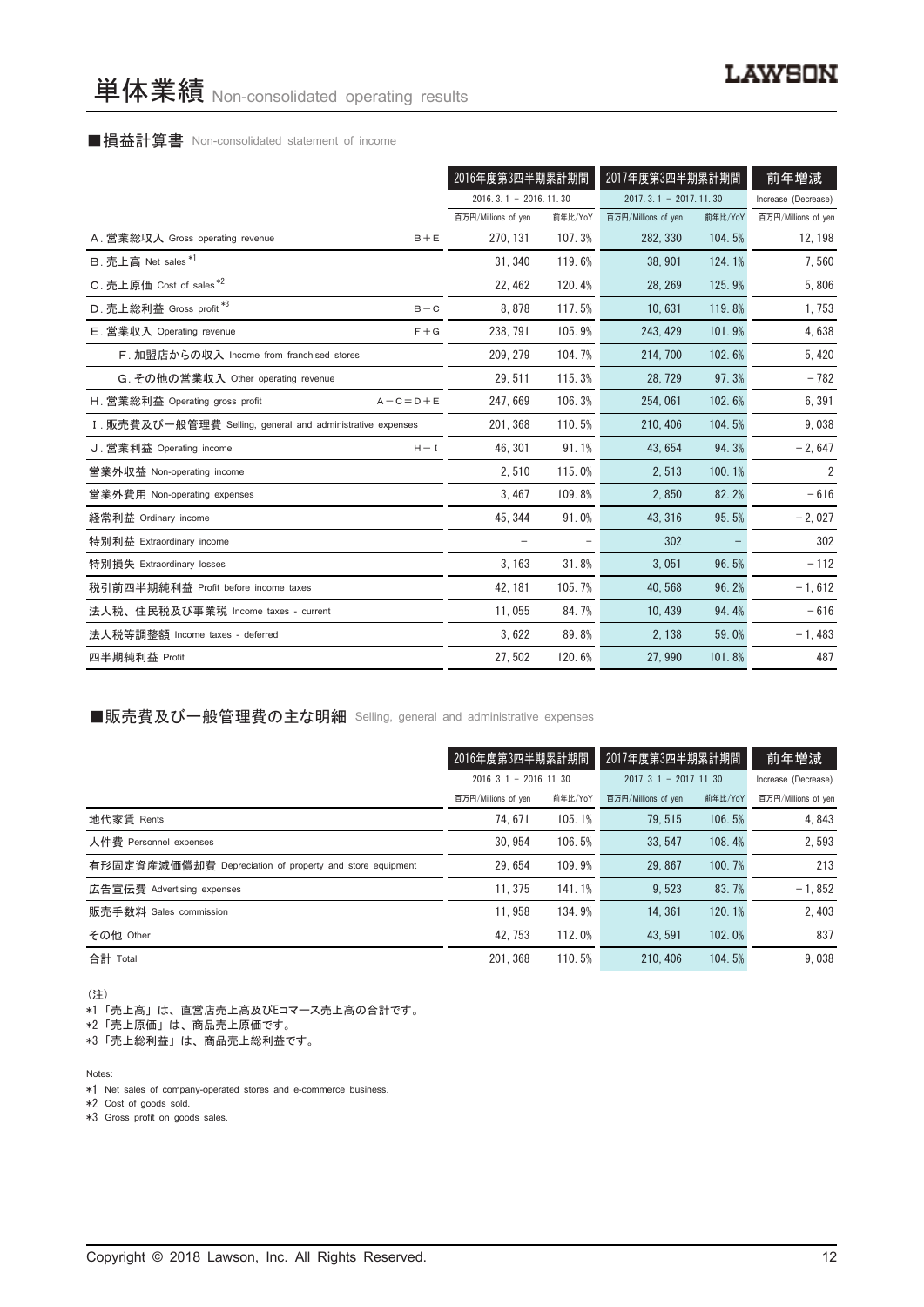# 単体業績 Non-consolidated operating results

■損益計算書 Non-consolidated statement of income

| | | 2016年度第3四半期累計期間 | | 2017年度第3四半期累計期間 | | 前年増減 |
|---|---|---|---|---|---|---|
| | | 2016. 3. 1 – 2016. 11. 30 | | 2017. 3. 1 – 2017. 11. 30 | | Increase (Decrease) |
| | | 百万円/Millions of yen | 前年比/YoY | 百万円/Millions of yen | 前年比/YoY | 百万円/Millions of yen |
| A. 営業総収入 Gross operating revenue | B＋E | 270, 131 | 107. 3% | 282, 330 | 104. 5% | 12, 198 |
| B. 売上高 Net sales *1 | | 31, 340 | 119. 6% | 38, 901 | 124. 1% | 7, 560 |
| C. 売上原価 Cost of sales *2 | | 22, 462 | 120. 4% | 28, 269 | 125. 9% | 5, 806 |
| D. 売上総利益 Gross profit *3 | B－C | 8, 878 | 117. 5% | 10, 631 | 119. 8% | 1, 753 |
| E. 営業収入 Operating revenue | F＋G | 238, 791 | 105. 9% | 243, 429 | 101. 9% | 4, 638 |
| F. 加盟店からの収入 Income from franchised stores | | 209, 279 | 104. 7% | 214, 700 | 102. 6% | 5, 420 |
| G. その他の営業収入 Other operating revenue | | 29, 511 | 115. 3% | 28, 729 | 97. 3% | －782 |
| H. 営業総利益 Operating gross profit | A－C＝D＋E | 247, 669 | 106. 3% | 254, 061 | 102. 6% | 6, 391 |
| I. 販売費及び一般管理費 Selling, general and administrative expenses | | 201, 368 | 110. 5% | 210, 406 | 104. 5% | 9, 038 |
| J. 営業利益 Operating income | H－I | 46, 301 | 91. 1% | 43, 654 | 94. 3% | －2, 647 |
| 営業外収益 Non-operating income | | 2, 510 | 115. 0% | 2, 513 | 100. 1% | 2 |
| 営業外費用 Non-operating expenses | | 3, 467 | 109. 8% | 2, 850 | 82. 2% | －616 |
| 経常利益 Ordinary income | | 45, 344 | 91. 0% | 43, 316 | 95. 5% | －2, 027 |
| 特別利益 Extraordinary income | | – | – | 302 | – | 302 |
| 特別損失 Extraordinary losses | | 3, 163 | 31. 8% | 3, 051 | 96. 5% | －112 |
| 税引前四半期純利益 Profit before income taxes | | 42, 181 | 105. 7% | 40, 568 | 96. 2% | －1, 612 |
| 法人税、住民税及び事業税 Income taxes - current | | 11, 055 | 84. 7% | 10, 439 | 94. 4% | －616 |
| 法人税等調整額 Income taxes - deferred | | 3, 622 | 89. 8% | 2, 138 | 59. 0% | －1, 483 |
| 四半期純利益 Profit | | 27, 502 | 120. 6% | 27, 990 | 101. 8% | 487 |

■販売費及び一般管理費の主な明細 Selling, general and administrative expenses

| | 2016年度第3四半期累計期間 | | 2017年度第3四半期累計期間 | | 前年増減 |
|---|---|---|---|---|---|
| | 2016. 3. 1 – 2016. 11. 30 | | 2017. 3. 1 – 2017. 11. 30 | | Increase (Decrease) |
| | 百万円/Millions of yen | 前年比/YoY | 百万円/Millions of yen | 前年比/YoY | 百万円/Millions of yen |
| 地代家賃 Rents | 74, 671 | 105. 1% | 79, 515 | 106. 5% | 4, 843 |
| 人件費 Personnel expenses | 30, 954 | 106. 5% | 33, 547 | 108. 4% | 2, 593 |
| 有形固定資産減価償却費 Depreciation of property and store equipment | 29, 654 | 109. 9% | 29, 867 | 100. 7% | 213 |
| 広告宣伝費 Advertising expenses | 11, 375 | 141. 1% | 9, 523 | 83. 7% | －1, 852 |
| 販売手数料 Sales commission | 11, 958 | 134. 9% | 14, 361 | 120. 1% | 2, 403 |
| その他 Other | 42, 753 | 112. 0% | 43, 591 | 102. 0% | 837 |
| 合計 Total | 201, 368 | 110. 5% | 210, 406 | 104. 5% | 9, 038 |

（注）

*1「売上高」は、直営店売上高及びEコマース売上高の合計です。

*2「売上原価」は、商品売上原価です。

*3「売上総利益」は、商品売上総利益です。

Notes:

*1 Net sales of company-operated stores and e-commerce business.

*2 Cost of goods sold.

*3 Gross profit on goods sales.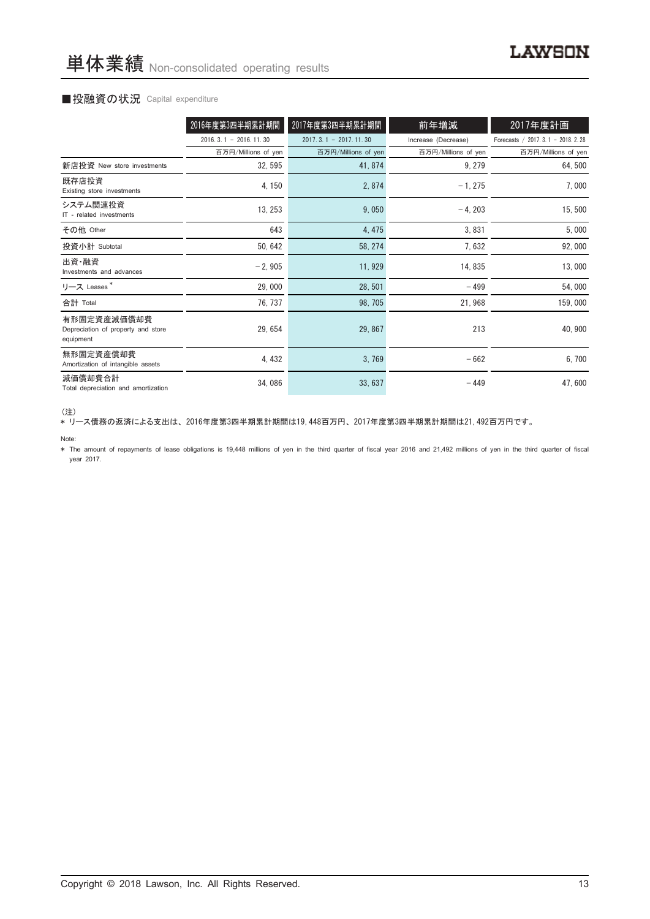# 単体業績 Non-consolidated operating results

## ■投融資の状況 Capital expenditure

| | 2016年度第3四半期累計期間 | 2017年度第3四半期累計期間 | 前年増減 | 2017年度計画 |
|---|---|---|---|---|
| | 2016. 3. 1 － 2016. 11. 30 | 2017. 3. 1 － 2017. 11. 30 | Increase (Decrease) | Forecasts ／ 2017. 3. 1 － 2018. 2. 28 |
| | 百万円/Millions of yen | 百万円/Millions of yen | 百万円/Millions of yen | 百万円/Millions of yen |
| 新店投資 New store investments | 32, 595 | 41, 874 | 9, 279 | 64, 500 |
| 既存店投資 Existing store investments | 4, 150 | 2, 874 | －1, 275 | 7, 000 |
| システム関連投資 IT - related investments | 13, 253 | 9, 050 | －4, 203 | 15, 500 |
| その他 Other | 643 | 4, 475 | 3, 831 | 5, 000 |
| 投資小計 Subtotal | 50, 642 | 58, 274 | 7, 632 | 92, 000 |
| 出資・融資 Investments and advances | －2, 905 | 11, 929 | 14, 835 | 13, 000 |
| リース Leases * | 29, 000 | 28, 501 | －499 | 54, 000 |
| 合計 Total | 76, 737 | 98, 705 | 21, 968 | 159, 000 |
| 有形固定資産減価償却費 Depreciation of property and store equipment | 29, 654 | 29, 867 | 213 | 40, 900 |
| 無形固定資産償却費 Amortization of intangible assets | 4, 432 | 3, 769 | －662 | 6, 700 |
| 減価償却費合計 Total depreciation and amortization | 34, 086 | 33, 637 | －449 | 47, 600 |

（注）
* リース債務の返済による支出は、2016年度第3四半期累計期間は19, 448百万円、2017年度第3四半期累計期間は21, 492百万円です。

Note:
* The amount of repayments of lease obligations is 19,448 millions of yen in the third quarter of fiscal year 2016 and 21,492 millions of yen in the third quarter of fiscal year 2017.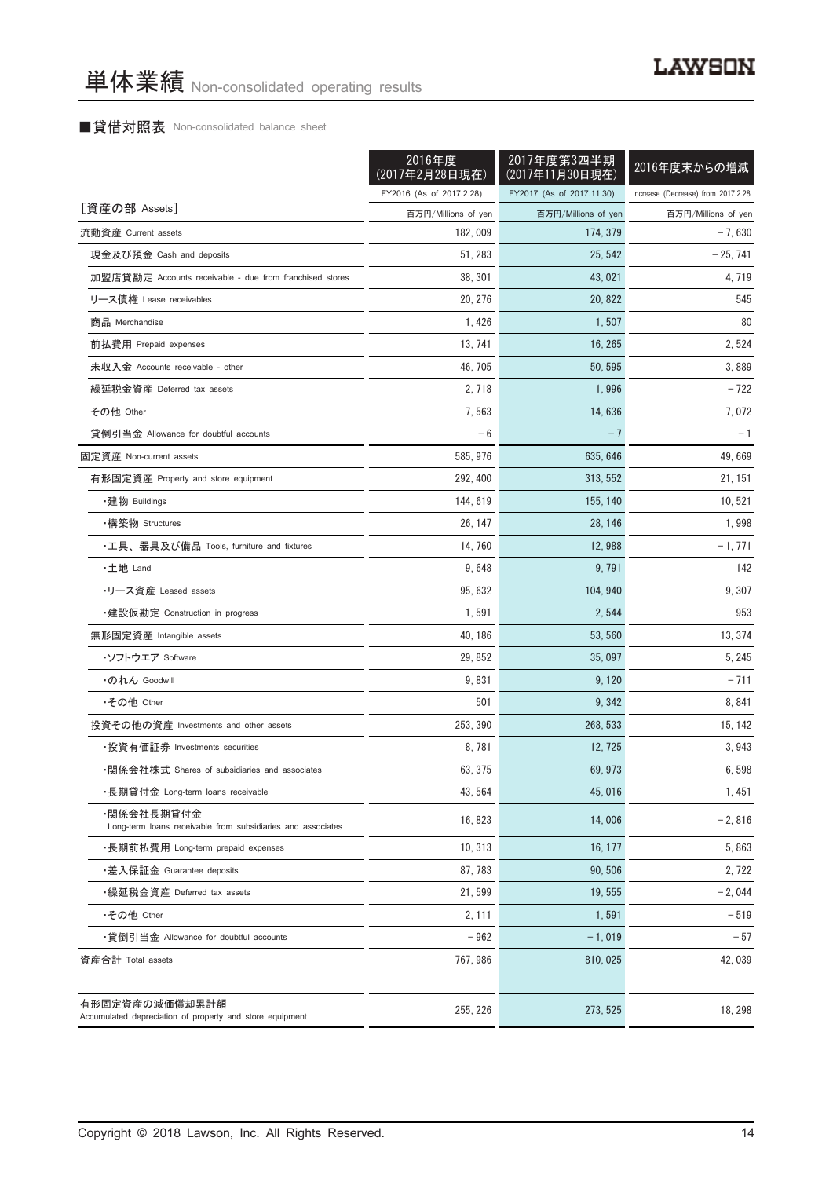# 単体業績 Non-consolidated operating results

■貸借対照表 Non-consolidated balance sheet

| | 2016年度(2017年2月28日現在) | 2017年度第3四半期(2017年11月30日現在) | 2016年度末からの増減 |
|---|---|---|---|
| | FY2016 (As of 2017.2.28) | FY2017 (As of 2017.11.30) | Increase (Decrease) from 2017.2.28 |
| [資産の部 Assets] | 百万円/Millions of yen | 百万円/Millions of yen | 百万円/Millions of yen |
| 流動資産 Current assets | 182, 009 | 174, 379 | − 7, 630 |
| 現金及び預金 Cash and deposits | 51, 283 | 25, 542 | − 25, 741 |
| 加盟店貸勘定 Accounts receivable - due from franchised stores | 38, 301 | 43, 021 | 4, 719 |
| リース債権 Lease receivables | 20, 276 | 20, 822 | 545 |
| 商品 Merchandise | 1, 426 | 1, 507 | 80 |
| 前払費用 Prepaid expenses | 13, 741 | 16, 265 | 2, 524 |
| 未収入金 Accounts receivable - other | 46, 705 | 50, 595 | 3, 889 |
| 繰延税金資産 Deferred tax assets | 2, 718 | 1, 996 | − 722 |
| その他 Other | 7, 563 | 14, 636 | 7, 072 |
| 貸倒引当金 Allowance for doubtful accounts | − 6 | − 7 | − 1 |
| 固定資産 Non-current assets | 585, 976 | 635, 646 | 49, 669 |
| 有形固定資産 Property and store equipment | 292, 400 | 313, 552 | 21, 151 |
| ・建物 Buildings | 144, 619 | 155, 140 | 10, 521 |
| ・構築物 Structures | 26, 147 | 28, 146 | 1, 998 |
| ・工具、器具及び備品 Tools, furniture and fixtures | 14, 760 | 12, 988 | − 1, 771 |
| ・土地 Land | 9, 648 | 9, 791 | 142 |
| ・リース資産 Leased assets | 95, 632 | 104, 940 | 9, 307 |
| ・建設仮勘定 Construction in progress | 1, 591 | 2, 544 | 953 |
| 無形固定資産 Intangible assets | 40, 186 | 53, 560 | 13, 374 |
| ・ソフトウエア Software | 29, 852 | 35, 097 | 5, 245 |
| ・のれん Goodwill | 9, 831 | 9, 120 | − 711 |
| ・その他 Other | 501 | 9, 342 | 8, 841 |
| 投資その他の資産 Investments and other assets | 253, 390 | 268, 533 | 15, 142 |
| ・投資有価証券 Investments securities | 8, 781 | 12, 725 | 3, 943 |
| ・関係会社株式 Shares of subsidiaries and associates | 63, 375 | 69, 973 | 6, 598 |
| ・長期貸付金 Long-term loans receivable | 43, 564 | 45, 016 | 1, 451 |
| ・関係会社長期貸付金 Long-term loans receivable from subsidiaries and associates | 16, 823 | 14, 006 | − 2, 816 |
| ・長期前払費用 Long-term prepaid expenses | 10, 313 | 16, 177 | 5, 863 |
| ・差入保証金 Guarantee deposits | 87, 783 | 90, 506 | 2, 722 |
| ・繰延税金資産 Deferred tax assets | 21, 599 | 19, 555 | − 2, 044 |
| ・その他 Other | 2, 111 | 1, 591 | − 519 |
| ・貸倒引当金 Allowance for doubtful accounts | − 962 | − 1, 019 | − 57 |
| 資産合計 Total assets | 767, 986 | 810, 025 | 42, 039 |
| | | | |
| 有形固定資産の減価償却累計額 Accumulated depreciation of property and store equipment | 255, 226 | 273, 525 | 18, 298 |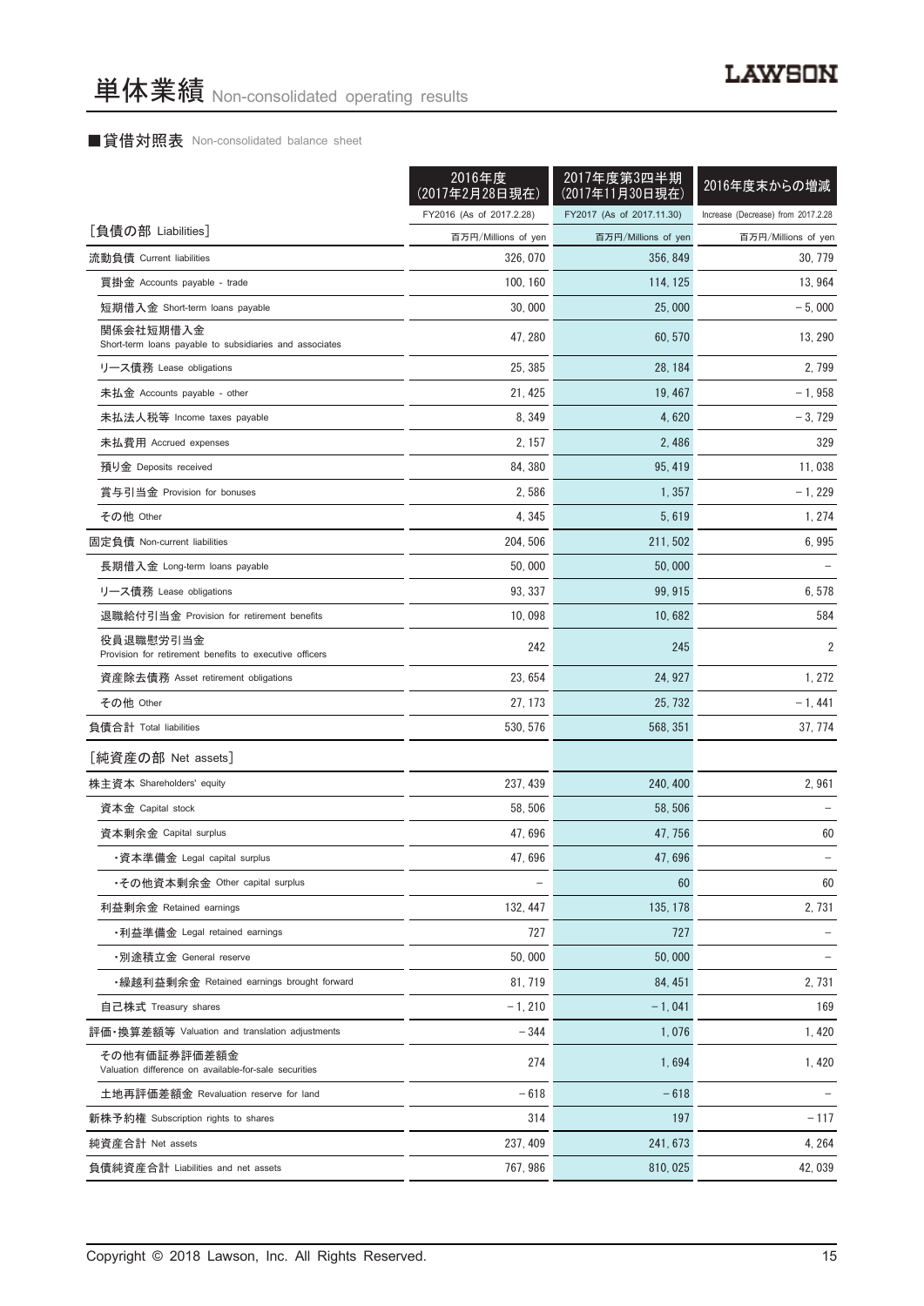# 単体業績 Non-consolidated operating results

■貸借対照表 Non-consolidated balance sheet

| | 2016年度(2017年2月28日現在) | 2017年度第3四半期(2017年11月30日現在) | 2016年度末からの増減 |
|---|---|---|---|
| | FY2016 (As of 2017.2.28) | FY2017 (As of 2017.11.30) | Increase (Decrease) from 2017.2.28 |
| ［負債の部 Liabilities］ | 百万円/Millions of yen | 百万円/Millions of yen | 百万円/Millions of yen |
| 流動負債 Current liabilities | 326, 070 | 356, 849 | 30, 779 |
| 買掛金 Accounts payable - trade | 100, 160 | 114, 125 | 13, 964 |
| 短期借入金 Short-term loans payable | 30, 000 | 25, 000 | – 5, 000 |
| 関係会社短期借入金 Short-term loans payable to subsidiaries and associates | 47, 280 | 60, 570 | 13, 290 |
| リース債務 Lease obligations | 25, 385 | 28, 184 | 2, 799 |
| 未払金 Accounts payable - other | 21, 425 | 19, 467 | – 1, 958 |
| 未払法人税等 Income taxes payable | 8, 349 | 4, 620 | – 3, 729 |
| 未払費用 Accrued expenses | 2, 157 | 2, 486 | 329 |
| 預り金 Deposits received | 84, 380 | 95, 419 | 11, 038 |
| 賞与引当金 Provision for bonuses | 2, 586 | 1, 357 | – 1, 229 |
| その他 Other | 4, 345 | 5, 619 | 1, 274 |
| 固定負債 Non-current liabilities | 204, 506 | 211, 502 | 6, 995 |
| 長期借入金 Long-term loans payable | 50, 000 | 50, 000 | – |
| リース債務 Lease obligations | 93, 337 | 99, 915 | 6, 578 |
| 退職給付引当金 Provision for retirement benefits | 10, 098 | 10, 682 | 584 |
| 役員退職慰労引当金 Provision for retirement benefits to executive officers | 242 | 245 | 2 |
| 資産除去債務 Asset retirement obligations | 23, 654 | 24, 927 | 1, 272 |
| その他 Other | 27, 173 | 25, 732 | – 1, 441 |
| 負債合計 Total liabilities | 530, 576 | 568, 351 | 37, 774 |
| ［純資産の部 Net assets］ | | | |
| 株主資本 Shareholders' equity | 237, 439 | 240, 400 | 2, 961 |
| 資本金 Capital stock | 58, 506 | 58, 506 | – |
| 資本剰余金 Capital surplus | 47, 696 | 47, 756 | 60 |
| ・資本準備金 Legal capital surplus | 47, 696 | 47, 696 | – |
| ・その他資本剰余金 Other capital surplus | – | 60 | 60 |
| 利益剰余金 Retained earnings | 132, 447 | 135, 178 | 2, 731 |
| ・利益準備金 Legal retained earnings | 727 | 727 | – |
| ・別途積立金 General reserve | 50, 000 | 50, 000 | – |
| ・繰越利益剰余金 Retained earnings brought forward | 81, 719 | 84, 451 | 2, 731 |
| 自己株式 Treasury shares | – 1, 210 | – 1, 041 | 169 |
| 評価・換算差額等 Valuation and translation adjustments | – 344 | 1, 076 | 1, 420 |
| その他有価証券評価差額金 Valuation difference on available-for-sale securities | 274 | 1, 694 | 1, 420 |
| 土地再評価差額金 Revaluation reserve for land | – 618 | – 618 | – |
| 新株予約権 Subscription rights to shares | 314 | 197 | – 117 |
| 純資産合計 Net assets | 237, 409 | 241, 673 | 4, 264 |
| 負債純資産合計 Liabilities and net assets | 767, 986 | 810, 025 | 42, 039 |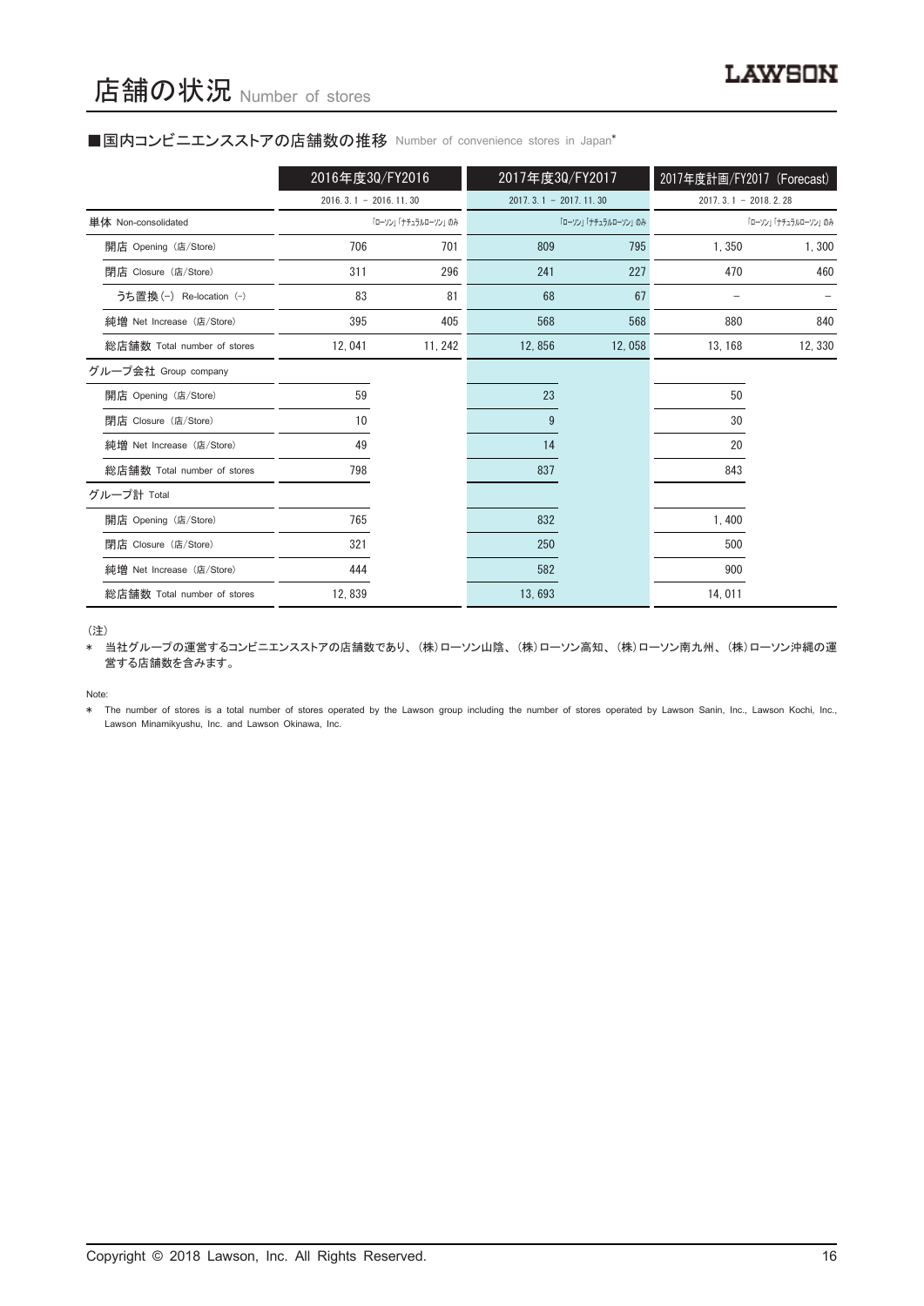# 店舗の状況 Number of stores

## ■国内コンビニエンスストアの店舗数の推移 Number of convenience stores in Japan*

| | 2016年度3Q/FY2016 | | 2017年度3Q/FY2017 | | 2017年度計画/FY2017 (Forecast) | |
|---|---|---|---|---|---|---|
| | 2016. 3. 1 – 2016. 11. 30 | | 2017. 3. 1 – 2017. 11. 30 | | 2017. 3. 1 – 2018. 2. 28 | |
| 単体 Non-consolidated | | 「ローソン」「ナチュラルローソン」のみ | | 「ローソン」「ナチュラルローソン」のみ | | 「ローソン」「ナチュラルローソン」のみ |
| 開店 Opening (店/Store) | 706 | 701 | 809 | 795 | 1, 350 | 1, 300 |
| 閉店 Closure (店/Store) | 311 | 296 | 241 | 227 | 470 | 460 |
| うち置換(-) Re-location (-) | 83 | 81 | 68 | 67 | – | – |
| 純増 Net Increase (店/Store) | 395 | 405 | 568 | 568 | 880 | 840 |
| 総店舗数 Total number of stores | 12, 041 | 11, 242 | 12, 856 | 12, 058 | 13, 168 | 12, 330 |
| グループ会社 Group company | | | | | | |
| 開店 Opening (店/Store) | 59 | | 23 | | 50 | |
| 閉店 Closure (店/Store) | 10 | | 9 | | 30 | |
| 純増 Net Increase (店/Store) | 49 | | 14 | | 20 | |
| 総店舗数 Total number of stores | 798 | | 837 | | 843 | |
| グループ計 Total | | | | | | |
| 開店 Opening (店/Store) | 765 | | 832 | | 1, 400 | |
| 閉店 Closure (店/Store) | 321 | | 250 | | 500 | |
| 純増 Net Increase (店/Store) | 444 | | 582 | | 900 | |
| 総店舗数 Total number of stores | 12, 839 | | 13, 693 | | 14, 011 | |

(注)

* 当社グループの運営するコンビニエンスストアの店舗数であり、(株)ローソン山陰、(株)ローソン高知、(株)ローソン南九州、(株)ローソン沖縄の運営する店舗数を含みます。

Note:

* The number of stores is a total number of stores operated by the Lawson group including the number of stores operated by Lawson Sanin, Inc., Lawson Kochi, Inc., Lawson Minamikyushu, Inc. and Lawson Okinawa, Inc.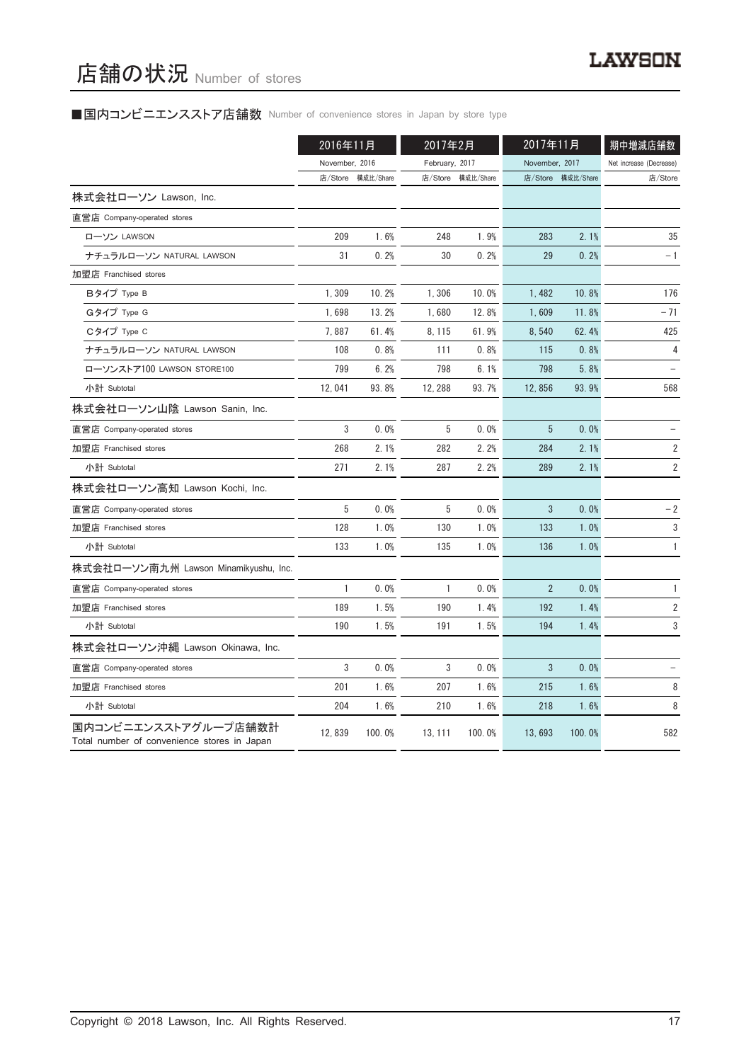# 店舗の状況 Number of stores

■国内コンビニエンスストア店舗数 Number of convenience stores in Japan by store type

| | 2016年11月 November, 2016 | | 2017年2月 February, 2017 | | 2017年11月 November, 2017 | | 期中増減店舗数 Net increase (Decrease) |
|---|---|---|---|---|---|---|---|
| | 店/Store | 構成比/Share | 店/Store | 構成比/Share | 店/Store | 構成比/Share | 店/Store |
| 株式会社ローソン Lawson, Inc. | | | | | | | |
| 直営店 Company-operated stores | | | | | | | |
| ローソン LAWSON | 209 | 1.6% | 248 | 1.9% | 283 | 2.1% | 35 |
| ナチュラルローソン NATURAL LAWSON | 31 | 0.2% | 30 | 0.2% | 29 | 0.2% | －1 |
| 加盟店 Franchised stores | | | | | | | |
| Bタイプ Type B | 1,309 | 10.2% | 1,306 | 10.0% | 1,482 | 10.8% | 176 |
| Gタイプ Type G | 1,698 | 13.2% | 1,680 | 12.8% | 1,609 | 11.8% | －71 |
| Cタイプ Type C | 7,887 | 61.4% | 8,115 | 61.9% | 8,540 | 62.4% | 425 |
| ナチュラルローソン NATURAL LAWSON | 108 | 0.8% | 111 | 0.8% | 115 | 0.8% | 4 |
| ローソンストア100 LAWSON STORE100 | 799 | 6.2% | 798 | 6.1% | 798 | 5.8% | － |
| 小計 Subtotal | 12,041 | 93.8% | 12,288 | 93.7% | 12,856 | 93.9% | 568 |
| 株式会社ローソン山陰 Lawson Sanin, Inc. | | | | | | | |
| 直営店 Company-operated stores | 3 | 0.0% | 5 | 0.0% | 5 | 0.0% | － |
| 加盟店 Franchised stores | 268 | 2.1% | 282 | 2.2% | 284 | 2.1% | 2 |
| 小計 Subtotal | 271 | 2.1% | 287 | 2.2% | 289 | 2.1% | 2 |
| 株式会社ローソン高知 Lawson Kochi, Inc. | | | | | | | |
| 直営店 Company-operated stores | 5 | 0.0% | 5 | 0.0% | 3 | 0.0% | －2 |
| 加盟店 Franchised stores | 128 | 1.0% | 130 | 1.0% | 133 | 1.0% | 3 |
| 小計 Subtotal | 133 | 1.0% | 135 | 1.0% | 136 | 1.0% | 1 |
| 株式会社ローソン南九州 Lawson Minamikyushu, Inc. | | | | | | | |
| 直営店 Company-operated stores | 1 | 0.0% | 1 | 0.0% | 2 | 0.0% | 1 |
| 加盟店 Franchised stores | 189 | 1.5% | 190 | 1.4% | 192 | 1.4% | 2 |
| 小計 Subtotal | 190 | 1.5% | 191 | 1.5% | 194 | 1.4% | 3 |
| 株式会社ローソン沖縄 Lawson Okinawa, Inc. | | | | | | | |
| 直営店 Company-operated stores | 3 | 0.0% | 3 | 0.0% | 3 | 0.0% | － |
| 加盟店 Franchised stores | 201 | 1.6% | 207 | 1.6% | 215 | 1.6% | 8 |
| 小計 Subtotal | 204 | 1.6% | 210 | 1.6% | 218 | 1.6% | 8 |
| 国内コンビニエンスストアグループ店舗数計 Total number of convenience stores in Japan | 12,839 | 100.0% | 13,111 | 100.0% | 13,693 | 100.0% | 582 |

Copyright © 2018 Lawson, Inc. All Rights Reserved.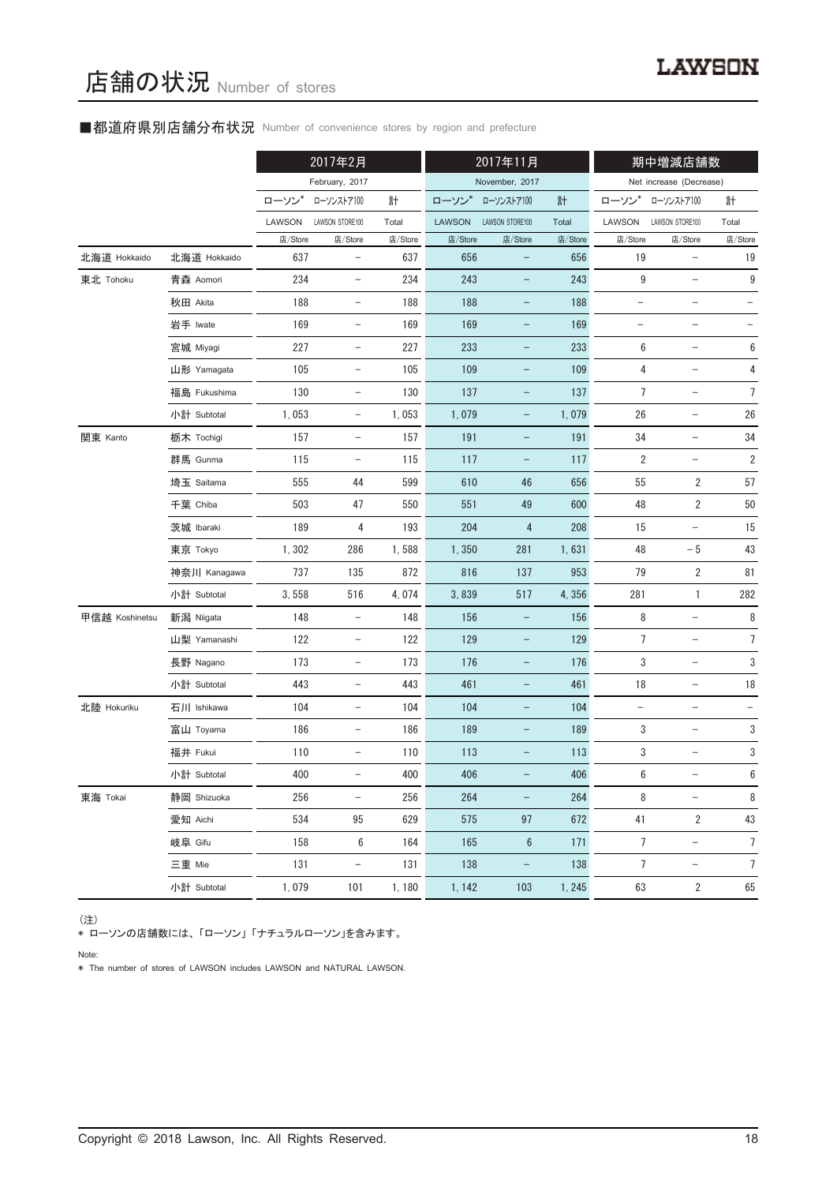# 店舗の状況 Number of stores

■都道府県別店舗分布状況 Number of convenience stores by region and prefecture

| | | 2017年2月 February, 2017 | | | 2017年11月 November, 2017 | | | 期中増減店舗数 Net increase (Decrease) | | |
|---|---|---|---|---|---|---|---|---|---|---|
| | | ローソン* LAWSON | ローソンストア100 LAWSON STORE100 | 計 Total | ローソン* LAWSON | ローソンストア100 LAWSON STORE100 | 計 Total | ローソン* LAWSON | ローソンストア100 LAWSON STORE100 | 計 Total |
| | | 店/Store | 店/Store | 店/Store | 店/Store | 店/Store | 店/Store | 店/Store | 店/Store | 店/Store |
| 北海道 Hokkaido | 北海道 Hokkaido | 637 | – | 637 | 656 | – | 656 | 19 | – | 19 |
| 東北 Tohoku | 青森 Aomori | 234 | – | 234 | 243 | – | 243 | 9 | – | 9 |
| | 秋田 Akita | 188 | – | 188 | 188 | – | 188 | – | – | – |
| | 岩手 Iwate | 169 | – | 169 | 169 | – | 169 | – | – | – |
| | 宮城 Miyagi | 227 | – | 227 | 233 | – | 233 | 6 | – | 6 |
| | 山形 Yamagata | 105 | – | 105 | 109 | – | 109 | 4 | – | 4 |
| | 福島 Fukushima | 130 | – | 130 | 137 | – | 137 | 7 | – | 7 |
| | 小計 Subtotal | 1, 053 | – | 1, 053 | 1, 079 | – | 1, 079 | 26 | – | 26 |
| 関東 Kanto | 栃木 Tochigi | 157 | – | 157 | 191 | – | 191 | 34 | – | 34 |
| | 群馬 Gunma | 115 | – | 115 | 117 | – | 117 | 2 | – | 2 |
| | 埼玉 Saitama | 555 | 44 | 599 | 610 | 46 | 656 | 55 | 2 | 57 |
| | 千葉 Chiba | 503 | 47 | 550 | 551 | 49 | 600 | 48 | 2 | 50 |
| | 茨城 Ibaraki | 189 | 4 | 193 | 204 | 4 | 208 | 15 | – | 15 |
| | 東京 Tokyo | 1, 302 | 286 | 1, 588 | 1, 350 | 281 | 1, 631 | 48 | −5 | 43 |
| | 神奈川 Kanagawa | 737 | 135 | 872 | 816 | 137 | 953 | 79 | 2 | 81 |
| | 小計 Subtotal | 3, 558 | 516 | 4, 074 | 3, 839 | 517 | 4, 356 | 281 | 1 | 282 |
| 甲信越 Koshinetsu | 新潟 Niigata | 148 | – | 148 | 156 | – | 156 | 8 | – | 8 |
| | 山梨 Yamanashi | 122 | – | 122 | 129 | – | 129 | 7 | – | 7 |
| | 長野 Nagano | 173 | – | 173 | 176 | – | 176 | 3 | – | 3 |
| | 小計 Subtotal | 443 | – | 443 | 461 | – | 461 | 18 | – | 18 |
| 北陸 Hokuriku | 石川 Ishikawa | 104 | – | 104 | 104 | – | 104 | – | – | – |
| | 富山 Toyama | 186 | – | 186 | 189 | – | 189 | 3 | – | 3 |
| | 福井 Fukui | 110 | – | 110 | 113 | – | 113 | 3 | – | 3 |
| | 小計 Subtotal | 400 | – | 400 | 406 | – | 406 | 6 | – | 6 |
| 東海 Tokai | 静岡 Shizuoka | 256 | – | 256 | 264 | – | 264 | 8 | – | 8 |
| | 愛知 Aichi | 534 | 95 | 629 | 575 | 97 | 672 | 41 | 2 | 43 |
| | 岐阜 Gifu | 158 | 6 | 164 | 165 | 6 | 171 | 7 | – | 7 |
| | 三重 Mie | 131 | – | 131 | 138 | – | 138 | 7 | – | 7 |
| | 小計 Subtotal | 1, 079 | 101 | 1, 180 | 1, 142 | 103 | 1, 245 | 63 | 2 | 65 |

（注）
* ローソンの店舗数には、「ローソン」「ナチュラルローソン」を含みます。

Note:
* The number of stores of LAWSON includes LAWSON and NATURAL LAWSON.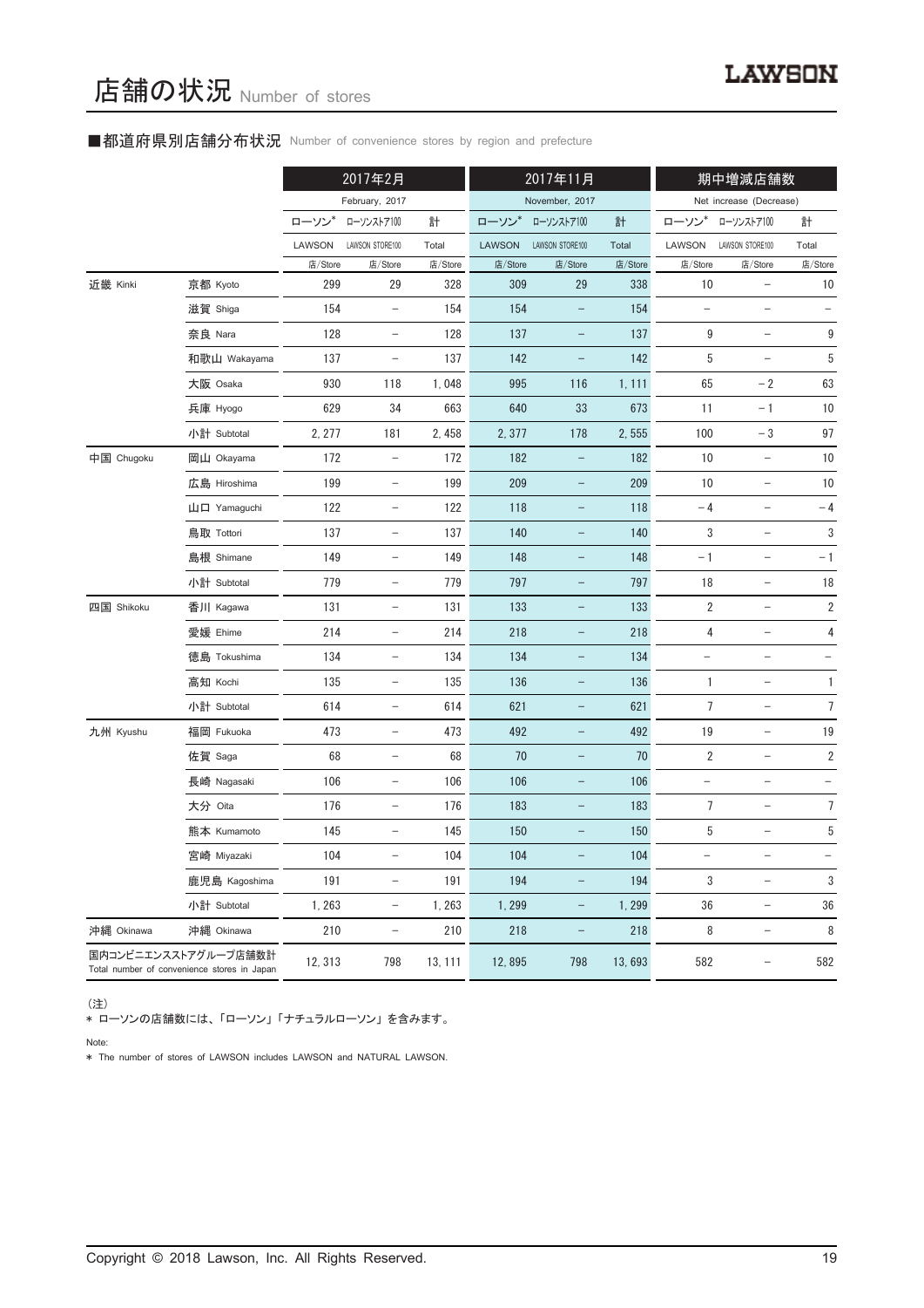# 店舗の状況 Number of stores

## ■都道府県別店舗分布状況 Number of convenience stores by region and prefecture

| | | 2017年2月 February, 2017 | | | 2017年11月 November, 2017 | | | 期中増減店舗数 Net increase (Decrease) | | |
|---|---|---|---|---|---|---|---|---|---|---|
| | | ローソン* LAWSON | ローソンストア100 LAWSON STORE100 | 計 Total | ローソン* LAWSON | ローソンストア100 LAWSON STORE100 | 計 Total | ローソン* LAWSON | ローソンストア100 LAWSON STORE100 | 計 Total |
| | | 店/Store | 店/Store | 店/Store | 店/Store | 店/Store | 店/Store | 店/Store | 店/Store | 店/Store |
| 近畿 Kinki | 京都 Kyoto | 299 | 29 | 328 | 309 | 29 | 338 | 10 | − | 10 |
| | 滋賀 Shiga | 154 | − | 154 | 154 | − | 154 | − | − | − |
| | 奈良 Nara | 128 | − | 128 | 137 | − | 137 | 9 | − | 9 |
| | 和歌山 Wakayama | 137 | − | 137 | 142 | − | 142 | 5 | − | 5 |
| | 大阪 Osaka | 930 | 118 | 1,048 | 995 | 116 | 1,111 | 65 | −2 | 63 |
| | 兵庫 Hyogo | 629 | 34 | 663 | 640 | 33 | 673 | 11 | −1 | 10 |
| | 小計 Subtotal | 2,277 | 181 | 2,458 | 2,377 | 178 | 2,555 | 100 | −3 | 97 |
| 中国 Chugoku | 岡山 Okayama | 172 | − | 172 | 182 | − | 182 | 10 | − | 10 |
| | 広島 Hiroshima | 199 | − | 199 | 209 | − | 209 | 10 | − | 10 |
| | 山口 Yamaguchi | 122 | − | 122 | 118 | − | 118 | −4 | − | −4 |
| | 鳥取 Tottori | 137 | − | 137 | 140 | − | 140 | 3 | − | 3 |
| | 島根 Shimane | 149 | − | 149 | 148 | − | 148 | −1 | − | −1 |
| | 小計 Subtotal | 779 | − | 779 | 797 | − | 797 | 18 | − | 18 |
| 四国 Shikoku | 香川 Kagawa | 131 | − | 131 | 133 | − | 133 | 2 | − | 2 |
| | 愛媛 Ehime | 214 | − | 214 | 218 | − | 218 | 4 | − | 4 |
| | 徳島 Tokushima | 134 | − | 134 | 134 | − | 134 | − | − | − |
| | 高知 Kochi | 135 | − | 135 | 136 | − | 136 | 1 | − | 1 |
| | 小計 Subtotal | 614 | − | 614 | 621 | − | 621 | 7 | − | 7 |
| 九州 Kyushu | 福岡 Fukuoka | 473 | − | 473 | 492 | − | 492 | 19 | − | 19 |
| | 佐賀 Saga | 68 | − | 68 | 70 | − | 70 | 2 | − | 2 |
| | 長崎 Nagasaki | 106 | − | 106 | 106 | − | 106 | − | − | − |
| | 大分 Oita | 176 | − | 176 | 183 | − | 183 | 7 | − | 7 |
| | 熊本 Kumamoto | 145 | − | 145 | 150 | − | 150 | 5 | − | 5 |
| | 宮崎 Miyazaki | 104 | − | 104 | 104 | − | 104 | − | − | − |
| | 鹿児島 Kagoshima | 191 | − | 191 | 194 | − | 194 | 3 | − | 3 |
| | 小計 Subtotal | 1,263 | − | 1,263 | 1,299 | − | 1,299 | 36 | − | 36 |
| 沖縄 Okinawa | 沖縄 Okinawa | 210 | − | 210 | 218 | − | 218 | 8 | − | 8 |
| 国内コンビニエンスストアグループ店舗数計 Total number of convenience stores in Japan | | 12,313 | 798 | 13,111 | 12,895 | 798 | 13,693 | 582 | − | 582 |

（注）
＊ ローソンの店舗数には、「ローソン」「ナチュラルローソン」を含みます。

Note:
* The number of stores of LAWSON includes LAWSON and NATURAL LAWSON.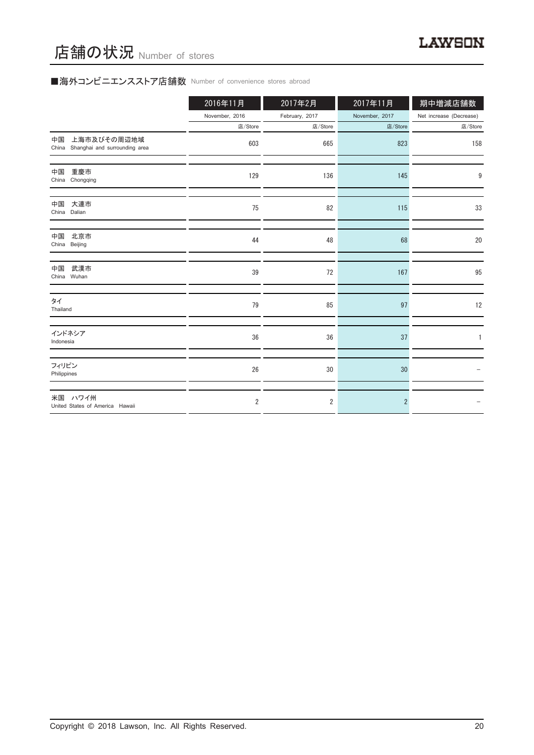# 店舗の状況 Number of stores

■海外コンビニエンスストア店舗数 Number of convenience stores abroad

| | 2016年11月<br>November, 2016<br>店/Store | 2017年2月<br>February, 2017<br>店/Store | 2017年11月<br>November, 2017<br>店/Store | 期中増減店舗数<br>Net increase (Decrease)<br>店/Store |
|---|---|---|---|---|
| 中国　上海市及びその周辺地域<br>China　Shanghai and surrounding area | 603 | 665 | 823 | 158 |
| 中国　重慶市<br>China　Chongqing | 129 | 136 | 145 | 9 |
| 中国　大連市<br>China　Dalian | 75 | 82 | 115 | 33 |
| 中国　北京市<br>China　Beijing | 44 | 48 | 68 | 20 |
| 中国　武漢市<br>China　Wuhan | 39 | 72 | 167 | 95 |
| タイ<br>Thailand | 79 | 85 | 97 | 12 |
| インドネシア<br>Indonesia | 36 | 36 | 37 | 1 |
| フィリピン<br>Philippines | 26 | 30 | 30 | – |
| 米国　ハワイ州<br>United States of America　Hawaii | 2 | 2 | 2 | – |

Copyright © 2018 Lawson, Inc. All Rights Reserved.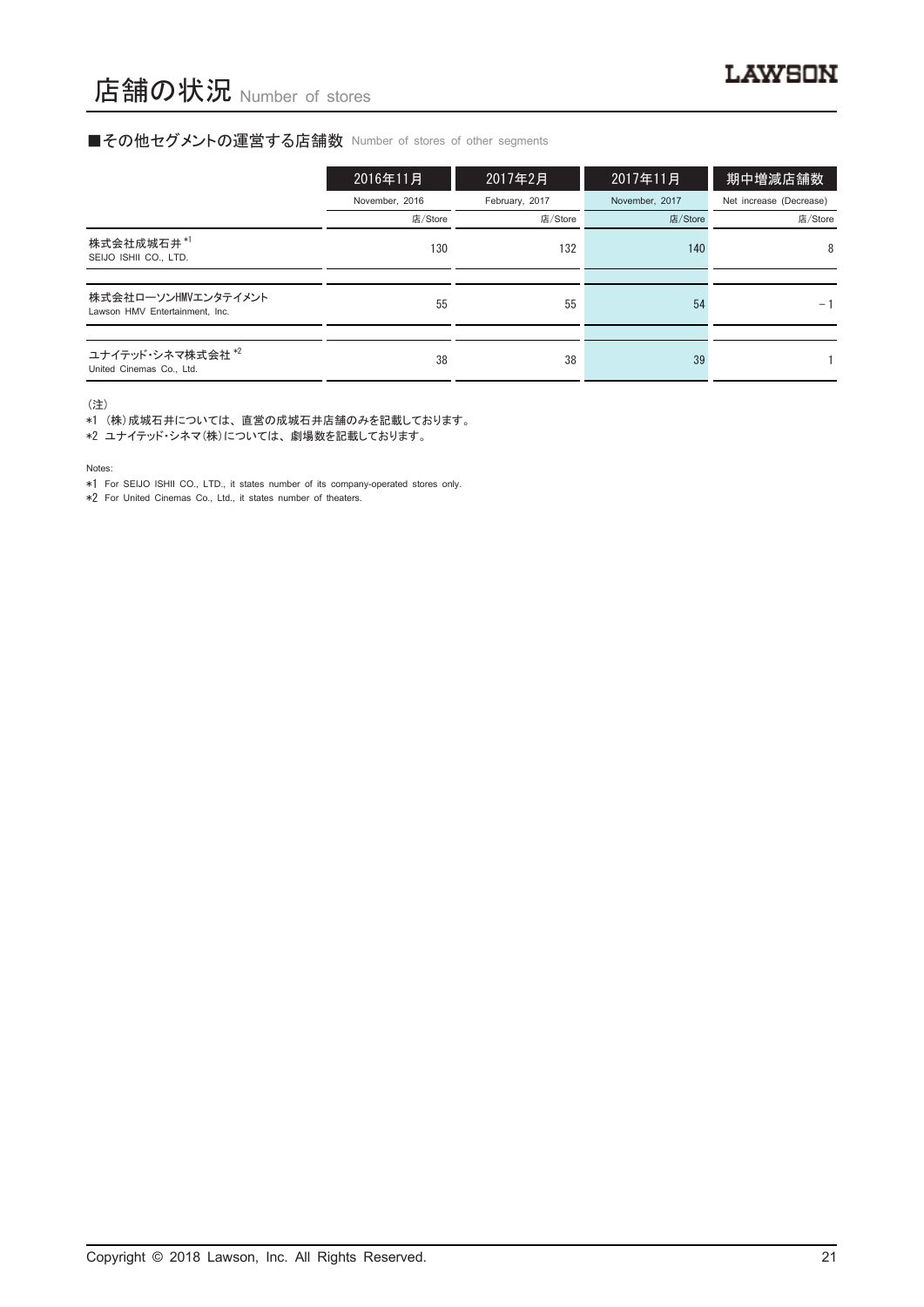# 店舗の状況 Number of stores

## ■その他セグメントの運営する店舗数 Number of stores of other segments

| | 2016年11月 | 2017年2月 | 2017年11月 | 期中増減店舗数 |
|---|---|---|---|---|
| | November, 2016 | February, 2017 | November, 2017 | Net increase (Decrease) |
| | 店/Store | 店/Store | 店/Store | 店/Store |
| 株式会社成城石井 *1<br>SEIJO ISHII CO., LTD. | 130 | 132 | 140 | 8 |
| 株式会社ローソンHMVエンタテイメント<br>Lawson HMV Entertainment, Inc. | 55 | 55 | 54 | −1 |
| ユナイテッド・シネマ株式会社 *2<br>United Cinemas Co., Ltd. | 38 | 38 | 39 | 1 |

（注）

*1 （株）成城石井については、直営の成城石井店舗のみを記載しております。

*2 ユナイテッド・シネマ（株）については、劇場数を記載しております。

Notes:

*1 For SEIJO ISHII CO., LTD., it states number of its company-operated stores only.

*2 For United Cinemas Co., Ltd., it states number of theaters.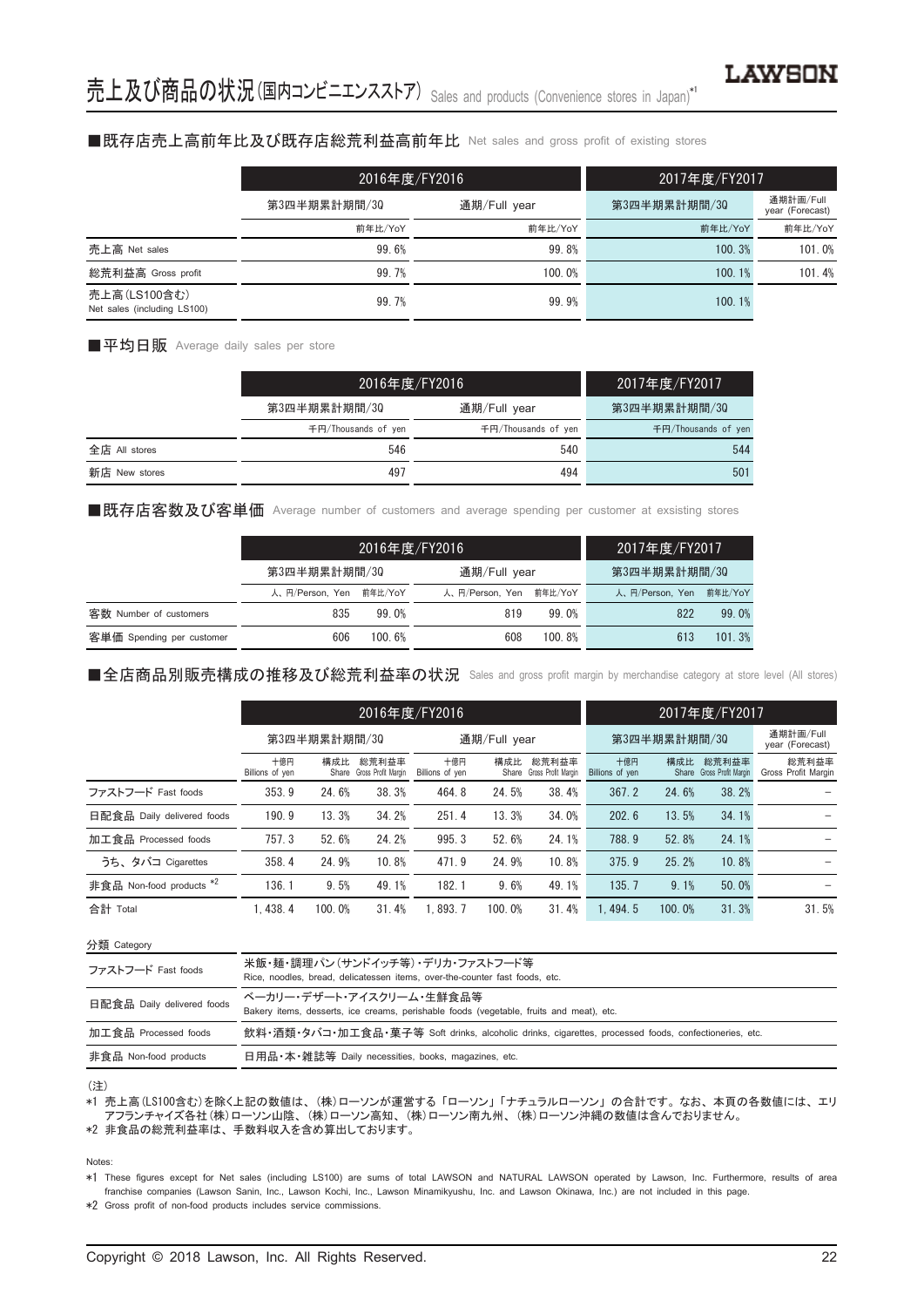# 売上及び商品の状況(国内コンビニエンスストア) Sales and products (Convenience stores in Japan)*1

## ■既存店売上高前年比及び既存店総荒利益高前年比 Net sales and gross profit of existing stores

| | 2016年度/FY2016 | | 2017年度/FY2017 | |
|---|---|---|---|---|
| | 第3四半期累計期間/3Q | 通期/Full year | 第3四半期累計期間/3Q | 通期計画/Full year (Forecast) |
| | 前年比/YoY | 前年比/YoY | 前年比/YoY | 前年比/YoY |
| 売上高 Net sales | 99.6% | 99.8% | 100.3% | 101.0% |
| 総荒利益高 Gross profit | 99.7% | 100.0% | 100.1% | 101.4% |
| 売上高(LS100含む) Net sales (including LS100) | 99.7% | 99.9% | 100.1% | |

## ■平均日販 Average daily sales per store

| | 2016年度/FY2016 | | 2017年度/FY2017 |
|---|---|---|---|
| | 第3四半期累計期間/3Q | 通期/Full year | 第3四半期累計期間/3Q |
| | 千円/Thousands of yen | 千円/Thousands of yen | 千円/Thousands of yen |
| 全店 All stores | 546 | 540 | 544 |
| 新店 New stores | 497 | 494 | 501 |

## ■既存店客数及び客単価 Average number of customers and average spending per customer at exsisting stores

| | 2016年度/FY2016 | | | | 2017年度/FY2017 | |
|---|---|---|---|---|---|---|
| | 第3四半期累計期間/3Q | | 通期/Full year | | 第3四半期累計期間/3Q | |
| | 人、円/Person, Yen | 前年比/YoY | 人、円/Person, Yen | 前年比/YoY | 人、円/Person, Yen | 前年比/YoY |
| 客数 Number of customers | 835 | 99.0% | 819 | 99.0% | 822 | 99.0% |
| 客単価 Spending per customer | 606 | 100.6% | 608 | 100.8% | 613 | 101.3% |

## ■全店商品別販売構成の推移及び総荒利益率の状況 Sales and gross profit margin by merchandise category at store level (All stores)

| | 2016年度/FY2016 | | | | | | 2017年度/FY2017 | | | |
|---|---|---|---|---|---|---|---|---|---|---|
| | 第3四半期累計期間/3Q | | | 通期/Full year | | | 第3四半期累計期間/3Q | | | 通期計画/Full year (Forecast) |
| | 十億円 Billions of yen | 構成比 Share | 総荒利益率 Gross Profit Margin | 十億円 Billions of yen | 構成比 Share | 総荒利益率 Gross Profit Margin | 十億円 Billions of yen | 構成比 Share | 総荒利益率 Gross Profit Margin | 総荒利益率 Gross Profit Margin |
| ファストフード Fast foods | 353.9 | 24.6% | 38.3% | 464.8 | 24.5% | 38.4% | 367.2 | 24.6% | 38.2% | – |
| 日配食品 Daily delivered foods | 190.9 | 13.3% | 34.2% | 251.4 | 13.3% | 34.0% | 202.6 | 13.5% | 34.1% | – |
| 加工食品 Processed foods | 757.3 | 52.6% | 24.2% | 995.3 | 52.6% | 24.1% | 788.9 | 52.8% | 24.1% | – |
| うち、タバコ Cigarettes | 358.4 | 24.9% | 10.8% | 471.9 | 24.9% | 10.8% | 375.9 | 25.2% | 10.8% | – |
| 非食品 Non-food products *2 | 136.1 | 9.5% | 49.1% | 182.1 | 9.6% | 49.1% | 135.7 | 9.1% | 50.0% | – |
| 合計 Total | 1,438.4 | 100.0% | 31.4% | 1,893.7 | 100.0% | 31.4% | 1,494.5 | 100.0% | 31.3% | 31.5% |

分類 Category

| | |
|---|---|
| ファストフード Fast foods | 米飯・麺・調理パン(サンドイッチ等)・デリカ・ファストフード等 Rice, noodles, bread, delicatessen items, over-the-counter fast foods, etc. |
| 日配食品 Daily delivered foods | ベーカリー・デザート・アイスクリーム・生鮮食品等 Bakery items, desserts, ice creams, perishable foods (vegetable, fruits and meat), etc. |
| 加工食品 Processed foods | 飲料・酒類・タバコ・加工食品・菓子等 Soft drinks, alcoholic drinks, cigarettes, processed foods, confectioneries, etc. |
| 非食品 Non-food products | 日用品・本・雑誌等 Daily necessities, books, magazines, etc. |

(注)

*1 売上高(LS100含む)を除く上記の数値は、(株)ローソンが運営する「ローソン」「ナチュラルローソン」の合計です。なお、本頁の各数値には、エリアフランチャイズ各社(株)ローソン山陰、(株)ローソン高知、(株)ローソン南九州、(株)ローソン沖縄の数値は含んでおりません。

*2 非食品の総荒利益率は、手数料収入を含め算出しております。

Notes:

*1 These figures except for Net sales (including LS100) are sums of total LAWSON and NATURAL LAWSON operated by Lawson, Inc. Furthermore, results of area franchise companies (Lawson Sanin, Inc., Lawson Kochi, Inc., Lawson Minamikyushu, Inc. and Lawson Okinawa, Inc.) are not included in this page.

*2 Gross profit of non-food products includes service commissions.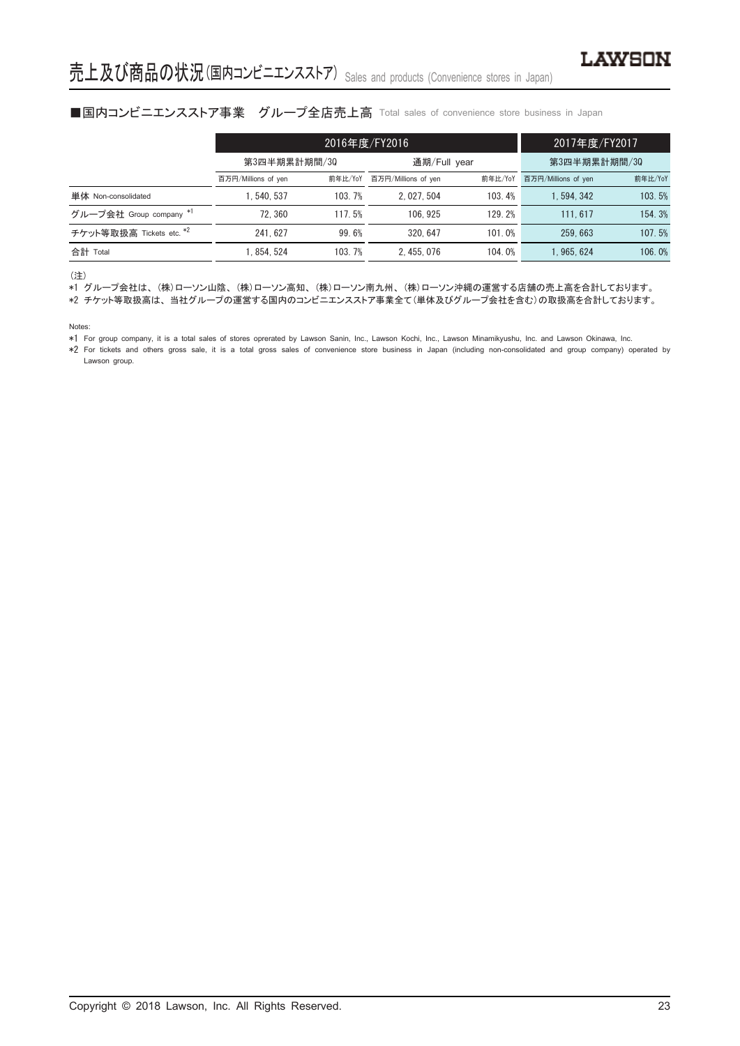# 売上及び商品の状況(国内コンビニエンスストア) Sales and products (Convenience stores in Japan)

## ■国内コンビニエンスストア事業　グループ全店売上高 Total sales of convenience store business in Japan

| | 2016年度/FY2016 | | | | 2017年度/FY2017 | |
|---|---|---|---|---|---|---|
| | 第3四半期累計期間/3Q | | 通期/Full year | | 第3四半期累計期間/3Q | |
| | 百万円/Millions of yen | 前年比/YoY | 百万円/Millions of yen | 前年比/YoY | 百万円/Millions of yen | 前年比/YoY |
| 単体 Non-consolidated | 1, 540, 537 | 103. 7% | 2, 027, 504 | 103. 4% | 1, 594, 342 | 103. 5% |
| グループ会社 Group company *1 | 72, 360 | 117. 5% | 106, 925 | 129. 2% | 111, 617 | 154. 3% |
| チケット等取扱高 Tickets etc. *2 | 241, 627 | 99. 6% | 320, 647 | 101. 0% | 259, 663 | 107. 5% |
| 合計 Total | 1, 854, 524 | 103. 7% | 2, 455, 076 | 104. 0% | 1, 965, 624 | 106. 0% |

(注)

*1 グループ会社は、(株)ローソン山陰、(株)ローソン高知、(株)ローソン南九州、(株)ローソン沖縄の運営する店舗の売上高を合計しております。

*2 チケット等取扱高は、当社グループの運営する国内のコンビニエンスストア事業全て(単体及びグループ会社を含む)の取扱高を合計しております。

Notes:

*1 For group company, it is a total sales of stores oprerated by Lawson Sanin, Inc., Lawson Kochi, Inc., Lawson Minamikyushu, Inc. and Lawson Okinawa, Inc.

*2 For tickets and others gross sale, it is a total gross sales of convenience store business in Japan (including non-consolidated and group company) operated by Lawson group.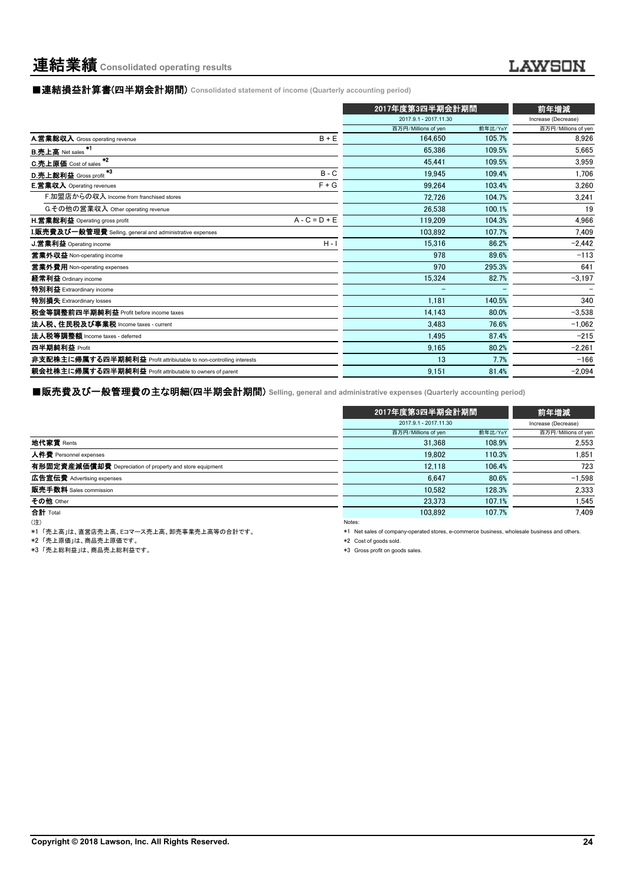# 連結業績 Consolidated operating results

## ■連結損益計算書(四半期会計期間) Consolidated statement of income (Quarterly accounting period)

| | | 2017年度第3四半期会計期間 | | 前年増減 |
|---|---|---|---|---|
| | | 2017.9.1 - 2017.11.30 | | Increase (Decrease) |
| | | 百万円/Millions of yen | 前年比/YoY | 百万円/Millions of yen |
| **A.営業総収入** Gross operating revenue | B + E | 164,650 | 105.7% | 8,926 |
| **B.売上高** Net sales *1 | | 65,386 | 109.5% | 5,665 |
| **C.売上原価** Cost of sales *2 | | 45,441 | 109.5% | 3,959 |
| **D.売上総利益** Gross profit *3 | B - C | 19,945 | 109.4% | 1,706 |
| **E.営業収入** Operating revenues | F + G | 99,264 | 103.4% | 3,260 |
| F.加盟店からの収入 Income from franchised stores | | 72,726 | 104.7% | 3,241 |
| G.その他の営業収入 Other operating revenue | | 26,538 | 100.1% | 19 |
| **H.営業総利益** Operating gross profit | A - C = D + E | 119,209 | 104.3% | 4,966 |
| **I.販売費及び一般管理費** Selling, general and administrative expenses | | 103,892 | 107.7% | 7,409 |
| **J.営業利益** Operating income | H - I | 15,316 | 86.2% | −2,442 |
| **営業外収益** Non-operating income | | 978 | 89.6% | −113 |
| **営業外費用** Non-operating expenses | | 970 | 295.3% | 641 |
| **経常利益** Ordinary income | | 15,324 | 82.7% | −3,197 |
| **特別利益** Extraordinary income | | − | − | − |
| **特別損失** Extraordinary losses | | 1,181 | 140.5% | 340 |
| **税金等調整前四半期純利益** Profit before income taxes | | 14,143 | 80.0% | −3,538 |
| **法人税、住民税及び事業税** Income taxes - current | | 3,483 | 76.6% | −1,062 |
| **法人税等調整額** Income taxes - deferred | | 1,495 | 87.4% | −215 |
| **四半期純利益** Profit | | 9,165 | 80.2% | −2,261 |
| **非支配株主に帰属する四半期純利益** Profit attributable to non-controlling interests | | 13 | 7.7% | −166 |
| **親会社株主に帰属する四半期純利益** Profit attributable to owners of parent | | 9,151 | 81.4% | −2,094 |

## ■販売費及び一般管理費の主な明細(四半期会計期間) Selling, general and administrative expenses (Quarterly accounting period)

| | 2017年度第3四半期会計期間 | | 前年増減 |
|---|---|---|---|
| | 2017.9.1 - 2017.11.30 | | Increase (Decrease) |
| | 百万円/Millions of yen | 前年比/YoY | 百万円/Millions of yen |
| **地代家賃** Rents | 31,368 | 108.9% | 2,553 |
| **人件費** Personnel expenses | 19,802 | 110.3% | 1,851 |
| **有形固定資産減価償却費** Depreciation of property and store equipment | 12,118 | 106.4% | 723 |
| **広告宣伝費** Advertising expenses | 6,647 | 80.6% | −1,598 |
| **販売手数料** Sales commission | 10,582 | 128.3% | 2,333 |
| **その他** Other | 23,373 | 107.1% | 1,545 |
| **合計** Total | 103,892 | 107.7% | 7,409 |

(注)

*1 「売上高」は、直営店売上高、Eコマース売上高、卸売事業売上高等の合計です。

*2 「売上原価」は、商品売上原価です。

*3 「売上総利益」は、商品売上総利益です。

Notes:

*1 Net sales of company-operated stores, e-commerce business, wholesale business and others.

*2 Cost of goods sold.

*3 Gross profit on goods sales.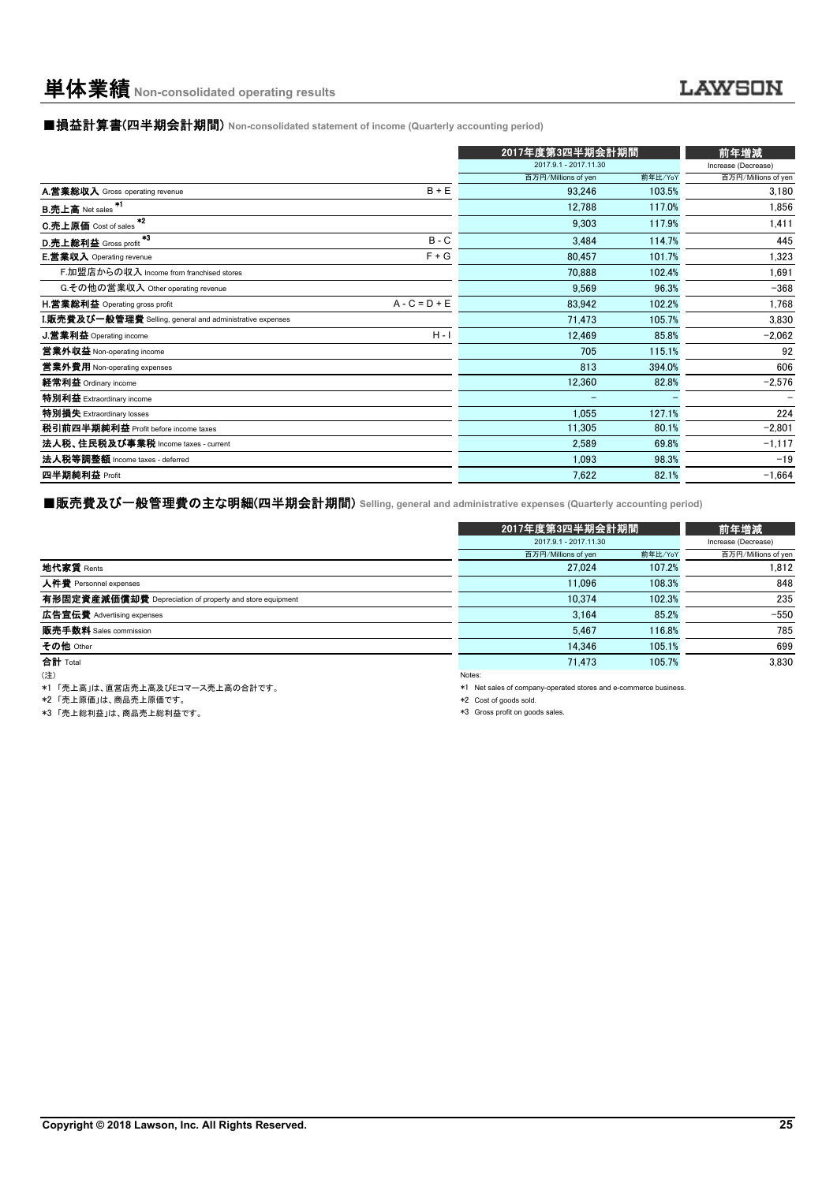# 単体業績 Non-consolidated operating results

■損益計算書(四半期会計期間) Non-consolidated statement of income (Quarterly accounting period)

| | | 2017年度第3四半期会計期間 | | 前年増減 |
|---|---|---|---|---|
| | | 2017.9.1 - 2017.11.30 | | Increase (Decrease) |
| | | 百万円/Millions of yen | 前年比/YoY | 百万円/Millions of yen |
| A.営業総収入 Gross operating revenue | B + E | 93,246 | 103.5% | 3,180 |
| B.売上高 Net sales *1 | | 12,788 | 117.0% | 1,856 |
| C.売上原価 Cost of sales *2 | | 9,303 | 117.9% | 1,411 |
| D.売上総利益 Gross profit *3 | B - C | 3,484 | 114.7% | 445 |
| E.営業収入 Operating revenue | F + G | 80,457 | 101.7% | 1,323 |
| F.加盟店からの収入 Income from franchised stores | | 70,888 | 102.4% | 1,691 |
| G.その他の営業収入 Other operating revenue | | 9,569 | 96.3% | −368 |
| H.営業総利益 Operating gross profit | A - C = D + E | 83,942 | 102.2% | 1,768 |
| I.販売費及び一般管理費 Selling, general and administrative expenses | | 71,473 | 105.7% | 3,830 |
| J.営業利益 Operating income | H - I | 12,469 | 85.8% | −2,062 |
| 営業外収益 Non-operating income | | 705 | 115.1% | 92 |
| 営業外費用 Non-operating expenses | | 813 | 394.0% | 606 |
| 経常利益 Ordinary income | | 12,360 | 82.8% | −2,576 |
| 特別利益 Extraordinary income | | − | − | − |
| 特別損失 Extraordinary losses | | 1,055 | 127.1% | 224 |
| 税引前四半期純利益 Profit before income taxes | | 11,305 | 80.1% | −2,801 |
| 法人税、住民税及び事業税 Income taxes - current | | 2,589 | 69.8% | −1,117 |
| 法人税等調整額 Income taxes - deferred | | 1,093 | 98.3% | −19 |
| 四半期純利益 Profit | | 7,622 | 82.1% | −1,664 |

■販売費及び一般管理費の主な明細(四半期会計期間) Selling, general and administrative expenses (Quarterly accounting period)

| | 2017年度第3四半期会計期間 | | 前年増減 |
|---|---|---|---|
| | 2017.9.1 - 2017.11.30 | | Increase (Decrease) |
| | 百万円/Millions of yen | 前年比/YoY | 百万円/Millions of yen |
| 地代家賃 Rents | 27,024 | 107.2% | 1,812 |
| 人件費 Personnel expenses | 11,096 | 108.3% | 848 |
| 有形固定資産減価償却費 Depreciation of property and store equipment | 10,374 | 102.3% | 235 |
| 広告宣伝費 Advertising expenses | 3,164 | 85.2% | −550 |
| 販売手数料 Sales commission | 5,467 | 116.8% | 785 |
| その他 Other | 14,346 | 105.1% | 699 |
| 合計 Total | 71,473 | 105.7% | 3,830 |

(注)
*1 「売上高」は、直営店売上高及びEコマース売上高の合計です。
*2 「売上原価」は、商品売上原価です。
*3 「売上総利益」は、商品売上総利益です。

Notes:
*1 Net sales of company-operated stores and e-commerce business.
*2 Cost of goods sold.
*3 Gross profit on goods sales.

Copyright © 2018 Lawson, Inc. All Rights Reserved.